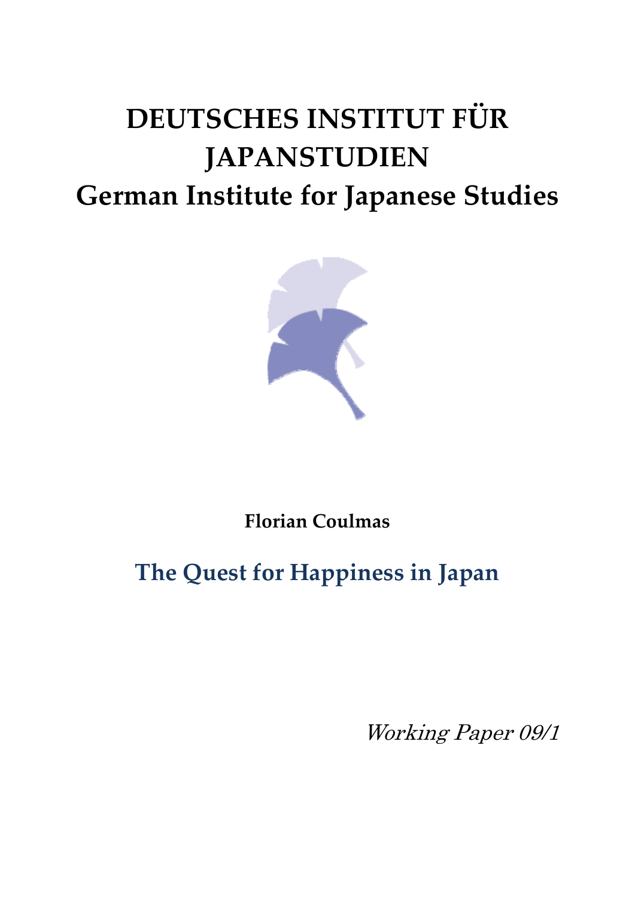# DEUTSCHES INSTITUT FÜR JAPANSTUDIEN

## German Institute for Japanese Studies

**Florian Coulmas**

## The Quest for Happiness in Japan

*Working Paper 09/1*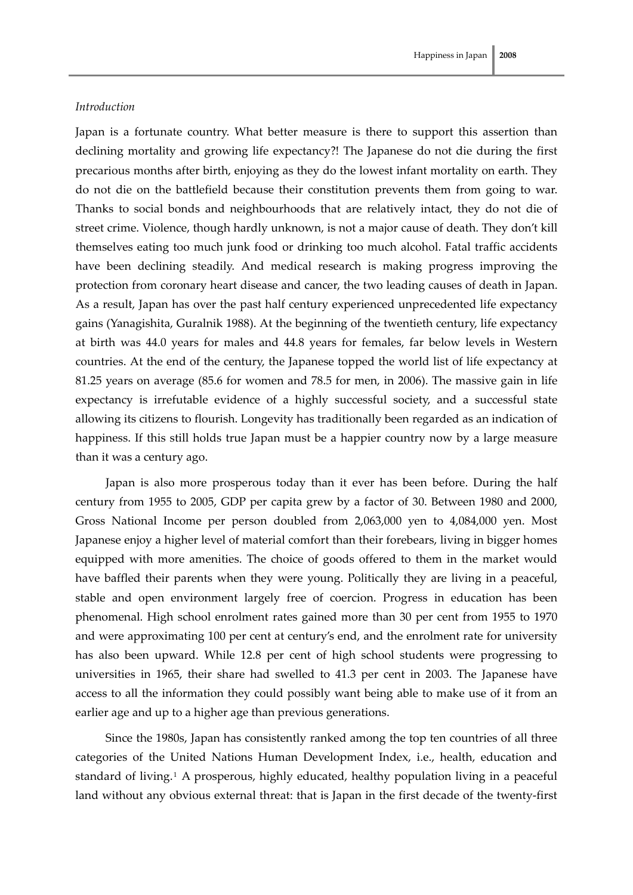*Introduction*

Japan is a fortunate country. What better measure is there to support this assertion than declining mortality and growing life expectancy?! The Japanese do not die during the first precarious months after birth, enjoying as they do the lowest infant mortality on earth. They do not die on the battlefield because their constitution prevents them from going to war. Thanks to social bonds and neighbourhoods that are relatively intact, they do not die of street crime. Violence, though hardly unknown, is not a major cause of death. They don't kill themselves eating too much junk food or drinking too much alcohol. Fatal traffic accidents have been declining steadily. And medical research is making progress improving the protection from coronary heart disease and cancer, the two leading causes of death in Japan. As a result, Japan has over the past half century experienced unprecedented life expectancy gains (Yanagishita, Guralnik 1988). At the beginning of the twentieth century, life expectancy at birth was 44.0 years for males and 44.8 years for females, far below levels in Western countries. At the end of the century, the Japanese topped the world list of life expectancy at 81.25 years on average (85.6 for women and 78.5 for men, in 2006). The massive gain in life expectancy is irrefutable evidence of a highly successful society, and a successful state allowing its citizens to flourish. Longevity has traditionally been regarded as an indication of happiness. If this still holds true Japan must be a happier country now by a large measure than it was a century ago.

Japan is also more prosperous today than it ever has been before. During the half century from 1955 to 2005, GDP per capita grew by a factor of 30. Between 1980 and 2000, Gross National Income per person doubled from 2,063,000 yen to 4,084,000 yen. Most Japanese enjoy a higher level of material comfort than their forebears, living in bigger homes equipped with more amenities. The choice of goods offered to them in the market would have baffled their parents when they were young. Politically they are living in a peaceful, stable and open environment largely free of coercion. Progress in education has been phenomenal. High school enrolment rates gained more than 30 per cent from 1955 to 1970 and were approximating 100 per cent at century's end, and the enrolment rate for university has also been upward. While 12.8 per cent of high school students were progressing to universities in 1965, their share had swelled to 41.3 per cent in 2003. The Japanese have access to all the information they could possibly want being able to make use of it from an earlier age and up to a higher age than previous generations.

Since the 1980s, Japan has consistently ranked among the top ten countries of all three categories of the United Nations Human Development Index, i.e., health, education and standard of living.[1] A prosperous, highly educated, healthy population living in a peaceful land without any obvious external threat: that is Japan in the first decade of the twenty-first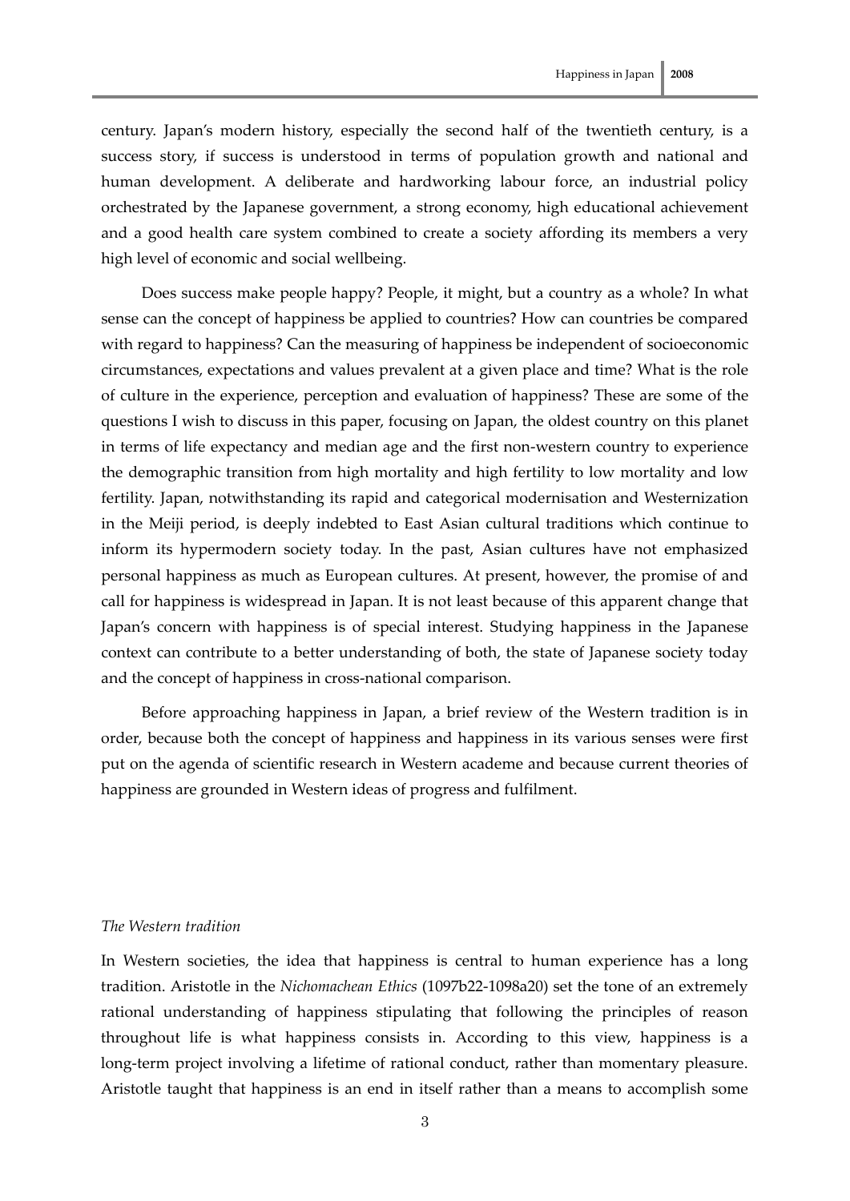century. Japan's modern history, especially the second half of the twentieth century, is a success story, if success is understood in terms of population growth and national and human development. A deliberate and hardworking labour force, an industrial policy orchestrated by the Japanese government, a strong economy, high educational achievement and a good health care system combined to create a society affording its members a very high level of economic and social wellbeing.

Does success make people happy? People, it might, but a country as a whole? In what sense can the concept of happiness be applied to countries? How can countries be compared with regard to happiness? Can the measuring of happiness be independent of socioeconomic circumstances, expectations and values prevalent at a given place and time? What is the role of culture in the experience, perception and evaluation of happiness? These are some of the questions I wish to discuss in this paper, focusing on Japan, the oldest country on this planet in terms of life expectancy and median age and the first non-western country to experience the demographic transition from high mortality and high fertility to low mortality and low fertility. Japan, notwithstanding its rapid and categorical modernisation and Westernization in the Meiji period, is deeply indebted to East Asian cultural traditions which continue to inform its hypermodern society today. In the past, Asian cultures have not emphasized personal happiness as much as European cultures. At present, however, the promise of and call for happiness is widespread in Japan. It is not least because of this apparent change that Japan's concern with happiness is of special interest. Studying happiness in the Japanese context can contribute to a better understanding of both, the state of Japanese society today and the concept of happiness in cross-national comparison.

Before approaching happiness in Japan, a brief review of the Western tradition is in order, because both the concept of happiness and happiness in its various senses were first put on the agenda of scientific research in Western academe and because current theories of happiness are grounded in Western ideas of progress and fulfilment.

*The Western tradition*

In Western societies, the idea that happiness is central to human experience has a long tradition. Aristotle in the *Nichomachean Ethics* (1097b22-1098a20) set the tone of an extremely rational understanding of happiness stipulating that following the principles of reason throughout life is what happiness consists in. According to this view, happiness is a long-term project involving a lifetime of rational conduct, rather than momentary pleasure. Aristotle taught that happiness is an end in itself rather than a means to accomplish some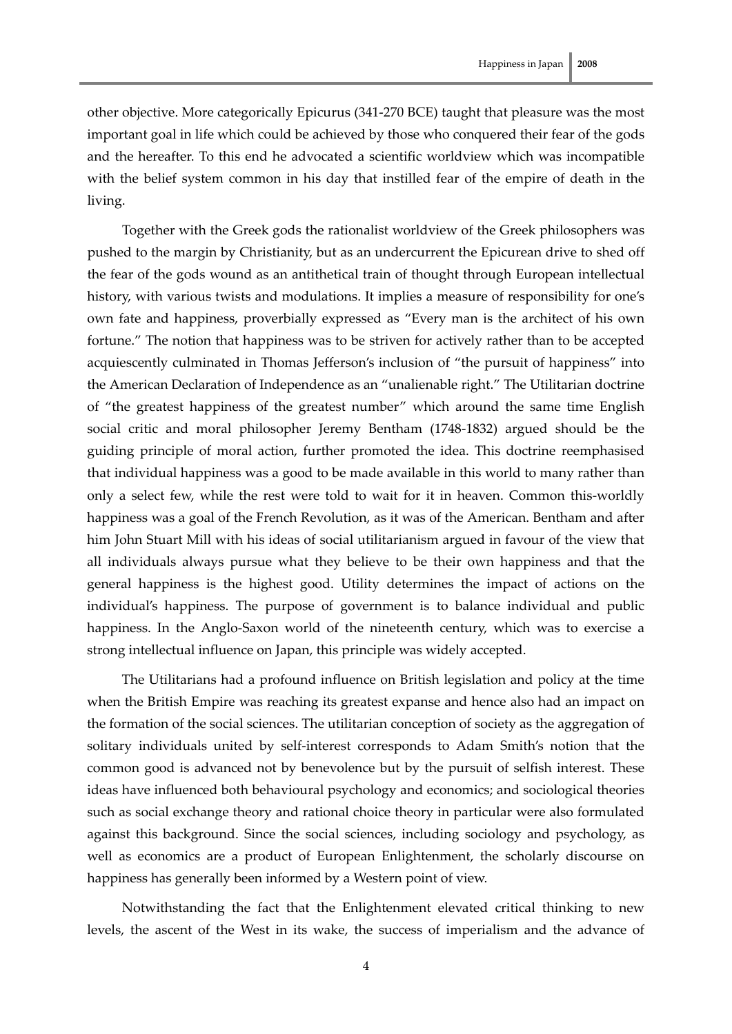other objective. More categorically Epicurus (341-270 BCE) taught that pleasure was the most important goal in life which could be achieved by those who conquered their fear of the gods and the hereafter. To this end he advocated a scientific worldview which was incompatible with the belief system common in his day that instilled fear of the empire of death in the living.

Together with the Greek gods the rationalist worldview of the Greek philosophers was pushed to the margin by Christianity, but as an undercurrent the Epicurean drive to shed off the fear of the gods wound as an antithetical train of thought through European intellectual history, with various twists and modulations. It implies a measure of responsibility for one's own fate and happiness, proverbially expressed as "Every man is the architect of his own fortune." The notion that happiness was to be striven for actively rather than to be accepted acquiescently culminated in Thomas Jefferson's inclusion of "the pursuit of happiness" into the American Declaration of Independence as an "unalienable right." The Utilitarian doctrine of "the greatest happiness of the greatest number" which around the same time English social critic and moral philosopher Jeremy Bentham (1748-1832) argued should be the guiding principle of moral action, further promoted the idea. This doctrine reemphasised that individual happiness was a good to be made available in this world to many rather than only a select few, while the rest were told to wait for it in heaven. Common this-worldly happiness was a goal of the French Revolution, as it was of the American. Bentham and after him John Stuart Mill with his ideas of social utilitarianism argued in favour of the view that all individuals always pursue what they believe to be their own happiness and that the general happiness is the highest good. Utility determines the impact of actions on the individual's happiness. The purpose of government is to balance individual and public happiness. In the Anglo-Saxon world of the nineteenth century, which was to exercise a strong intellectual influence on Japan, this principle was widely accepted.

The Utilitarians had a profound influence on British legislation and policy at the time when the British Empire was reaching its greatest expanse and hence also had an impact on the formation of the social sciences. The utilitarian conception of society as the aggregation of solitary individuals united by self-interest corresponds to Adam Smith's notion that the common good is advanced not by benevolence but by the pursuit of selfish interest. These ideas have influenced both behavioural psychology and economics; and sociological theories such as social exchange theory and rational choice theory in particular were also formulated against this background. Since the social sciences, including sociology and psychology, as well as economics are a product of European Enlightenment, the scholarly discourse on happiness has generally been informed by a Western point of view.

Notwithstanding the fact that the Enlightenment elevated critical thinking to new levels, the ascent of the West in its wake, the success of imperialism and the advance of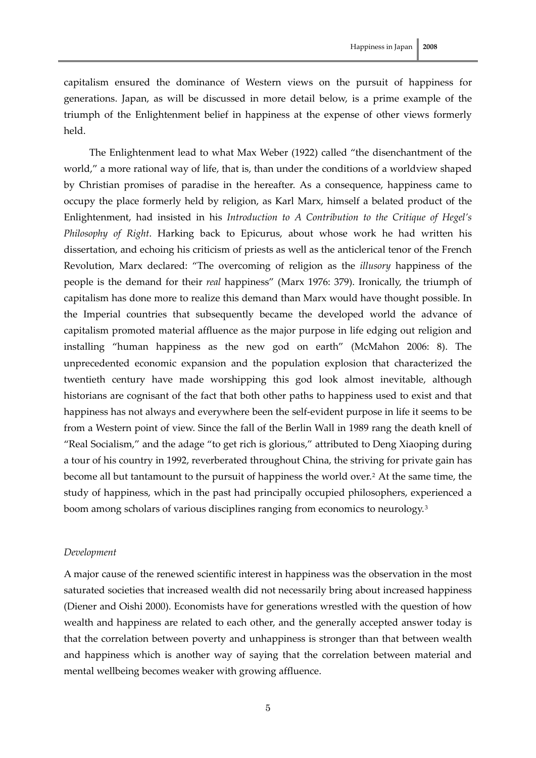capitalism ensured the dominance of Western views on the pursuit of happiness for generations. Japan, as will be discussed in more detail below, is a prime example of the triumph of the Enlightenment belief in happiness at the expense of other views formerly held.

The Enlightenment lead to what Max Weber (1922) called "the disenchantment of the world," a more rational way of life, that is, than under the conditions of a worldview shaped by Christian promises of paradise in the hereafter. As a consequence, happiness came to occupy the place formerly held by religion, as Karl Marx, himself a belated product of the Enlightenment, had insisted in his *Introduction to A Contribution to the Critique of Hegel's Philosophy of Right*. Harking back to Epicurus, about whose work he had written his dissertation, and echoing his criticism of priests as well as the anticlerical tenor of the French Revolution, Marx declared: "The overcoming of religion as the *illusory* happiness of the people is the demand for their *real* happiness" (Marx 1976: 379). Ironically, the triumph of capitalism has done more to realize this demand than Marx would have thought possible. In the Imperial countries that subsequently became the developed world the advance of capitalism promoted material affluence as the major purpose in life edging out religion and installing "human happiness as the new god on earth" (McMahon 2006: 8). The unprecedented economic expansion and the population explosion that characterized the twentieth century have made worshipping this god look almost inevitable, although historians are cognisant of the fact that both other paths to happiness used to exist and that happiness has not always and everywhere been the self-evident purpose in life it seems to be from a Western point of view. Since the fall of the Berlin Wall in 1989 rang the death knell of "Real Socialism," and the adage "to get rich is glorious," attributed to Deng Xiaoping during a tour of his country in 1992, reverberated throughout China, the striving for private gain has become all but tantamount to the pursuit of happiness the world over.[2] At the same time, the study of happiness, which in the past had principally occupied philosophers, experienced a boom among scholars of various disciplines ranging from economics to neurology.[3]

*Development*

A major cause of the renewed scientific interest in happiness was the observation in the most saturated societies that increased wealth did not necessarily bring about increased happiness (Diener and Oishi 2000). Economists have for generations wrestled with the question of how wealth and happiness are related to each other, and the generally accepted answer today is that the correlation between poverty and unhappiness is stronger than that between wealth and happiness which is another way of saying that the correlation between material and mental wellbeing becomes weaker with growing affluence.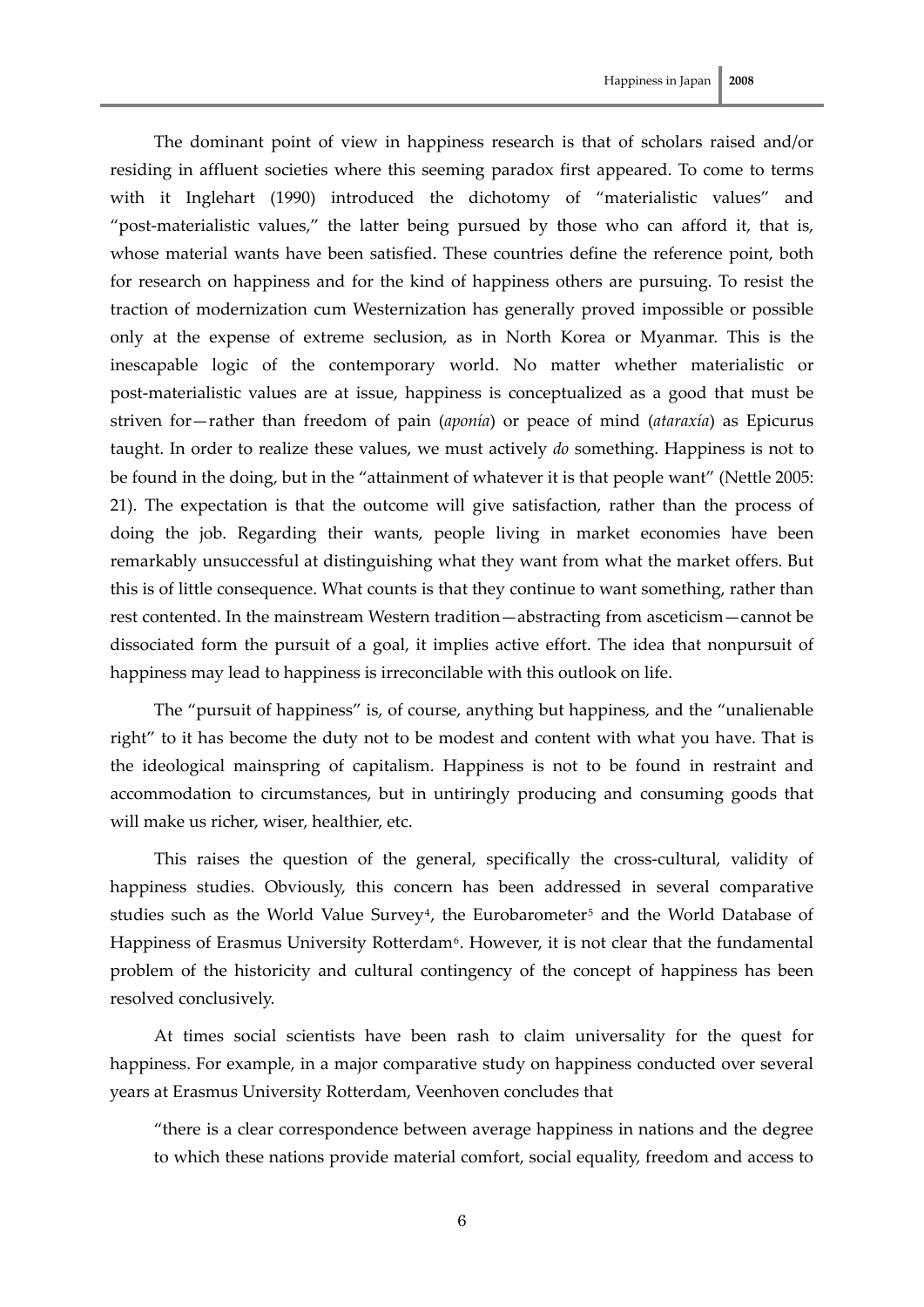The dominant point of view in happiness research is that of scholars raised and/or residing in affluent societies where this seeming paradox first appeared. To come to terms with it Inglehart (1990) introduced the dichotomy of "materialistic values" and "post-materialistic values," the latter being pursued by those who can afford it, that is, whose material wants have been satisfied. These countries define the reference point, both for research on happiness and for the kind of happiness others are pursuing. To resist the traction of modernization cum Westernization has generally proved impossible or possible only at the expense of extreme seclusion, as in North Korea or Myanmar. This is the inescapable logic of the contemporary world. No matter whether materialistic or post-materialistic values are at issue, happiness is conceptualized as a good that must be striven for—rather than freedom of pain (*aponía*) or peace of mind (*ataraxía*) as Epicurus taught. In order to realize these values, we must actively *do* something. Happiness is not to be found in the doing, but in the "attainment of whatever it is that people want" (Nettle 2005: 21). The expectation is that the outcome will give satisfaction, rather than the process of doing the job. Regarding their wants, people living in market economies have been remarkably unsuccessful at distinguishing what they want from what the market offers. But this is of little consequence. What counts is that they continue to want something, rather than rest contented. In the mainstream Western tradition—abstracting from asceticism—cannot be dissociated form the pursuit of a goal, it implies active effort. The idea that nonpursuit of happiness may lead to happiness is irreconcilable with this outlook on life.

The "pursuit of happiness" is, of course, anything but happiness, and the "unalienable right" to it has become the duty not to be modest and content with what you have. That is the ideological mainspring of capitalism. Happiness is not to be found in restraint and accommodation to circumstances, but in untiringly producing and consuming goods that will make us richer, wiser, healthier, etc.

This raises the question of the general, specifically the cross-cultural, validity of happiness studies. Obviously, this concern has been addressed in several comparative studies such as the World Value Survey[4], the Eurobarometer[5] and the World Database of Happiness of Erasmus University Rotterdam[6]. However, it is not clear that the fundamental problem of the historicity and cultural contingency of the concept of happiness has been resolved conclusively.

At times social scientists have been rash to claim universality for the quest for happiness. For example, in a major comparative study on happiness conducted over several years at Erasmus University Rotterdam, Veenhoven concludes that

> "there is a clear correspondence between average happiness in nations and the degree to which these nations provide material comfort, social equality, freedom and access to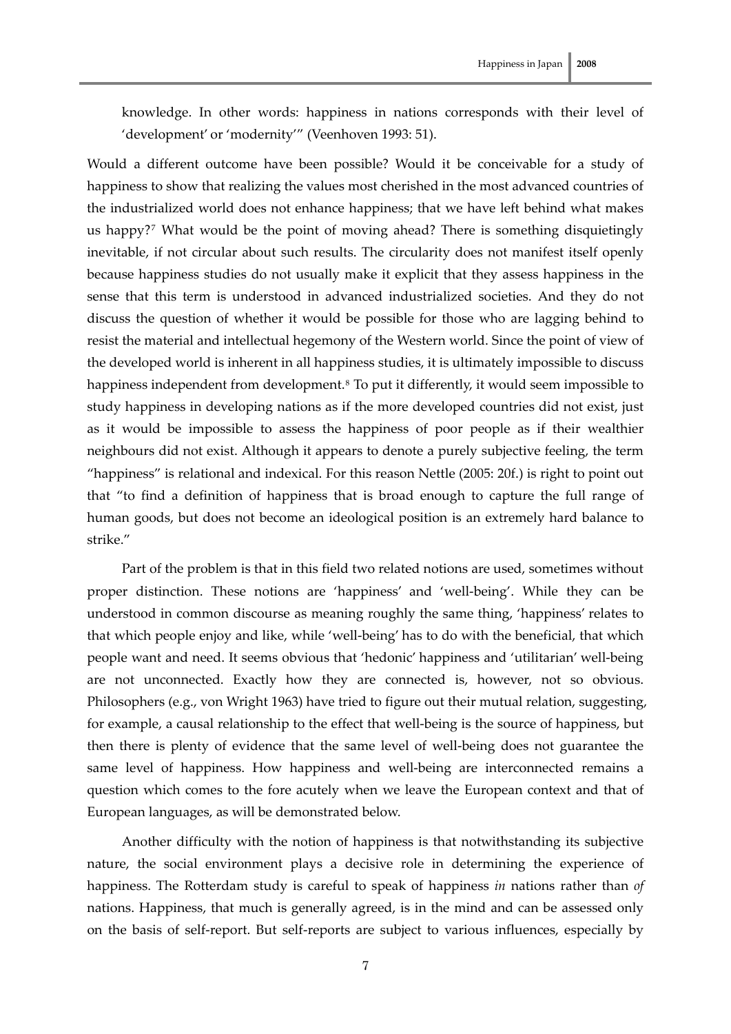knowledge. In other words: happiness in nations corresponds with their level of 'development' or 'modernity'" (Veenhoven 1993: 51).

Would a different outcome have been possible? Would it be conceivable for a study of happiness to show that realizing the values most cherished in the most advanced countries of the industrialized world does not enhance happiness; that we have left behind what makes us happy?[7] What would be the point of moving ahead? There is something disquietingly inevitable, if not circular about such results. The circularity does not manifest itself openly because happiness studies do not usually make it explicit that they assess happiness in the sense that this term is understood in advanced industrialized societies. And they do not discuss the question of whether it would be possible for those who are lagging behind to resist the material and intellectual hegemony of the Western world. Since the point of view of the developed world is inherent in all happiness studies, it is ultimately impossible to discuss happiness independent from development.[8] To put it differently, it would seem impossible to study happiness in developing nations as if the more developed countries did not exist, just as it would be impossible to assess the happiness of poor people as if their wealthier neighbours did not exist. Although it appears to denote a purely subjective feeling, the term "happiness" is relational and indexical. For this reason Nettle (2005: 20f.) is right to point out that "to find a definition of happiness that is broad enough to capture the full range of human goods, but does not become an ideological position is an extremely hard balance to strike."

Part of the problem is that in this field two related notions are used, sometimes without proper distinction. These notions are 'happiness' and 'well-being'. While they can be understood in common discourse as meaning roughly the same thing, 'happiness' relates to that which people enjoy and like, while 'well-being' has to do with the beneficial, that which people want and need. It seems obvious that 'hedonic' happiness and 'utilitarian' well-being are not unconnected. Exactly how they are connected is, however, not so obvious. Philosophers (e.g., von Wright 1963) have tried to figure out their mutual relation, suggesting, for example, a causal relationship to the effect that well-being is the source of happiness, but then there is plenty of evidence that the same level of well-being does not guarantee the same level of happiness. How happiness and well-being are interconnected remains a question which comes to the fore acutely when we leave the European context and that of European languages, as will be demonstrated below.

Another difficulty with the notion of happiness is that notwithstanding its subjective nature, the social environment plays a decisive role in determining the experience of happiness. The Rotterdam study is careful to speak of happiness *in* nations rather than *of* nations. Happiness, that much is generally agreed, is in the mind and can be assessed only on the basis of self-report. But self-reports are subject to various influences, especially by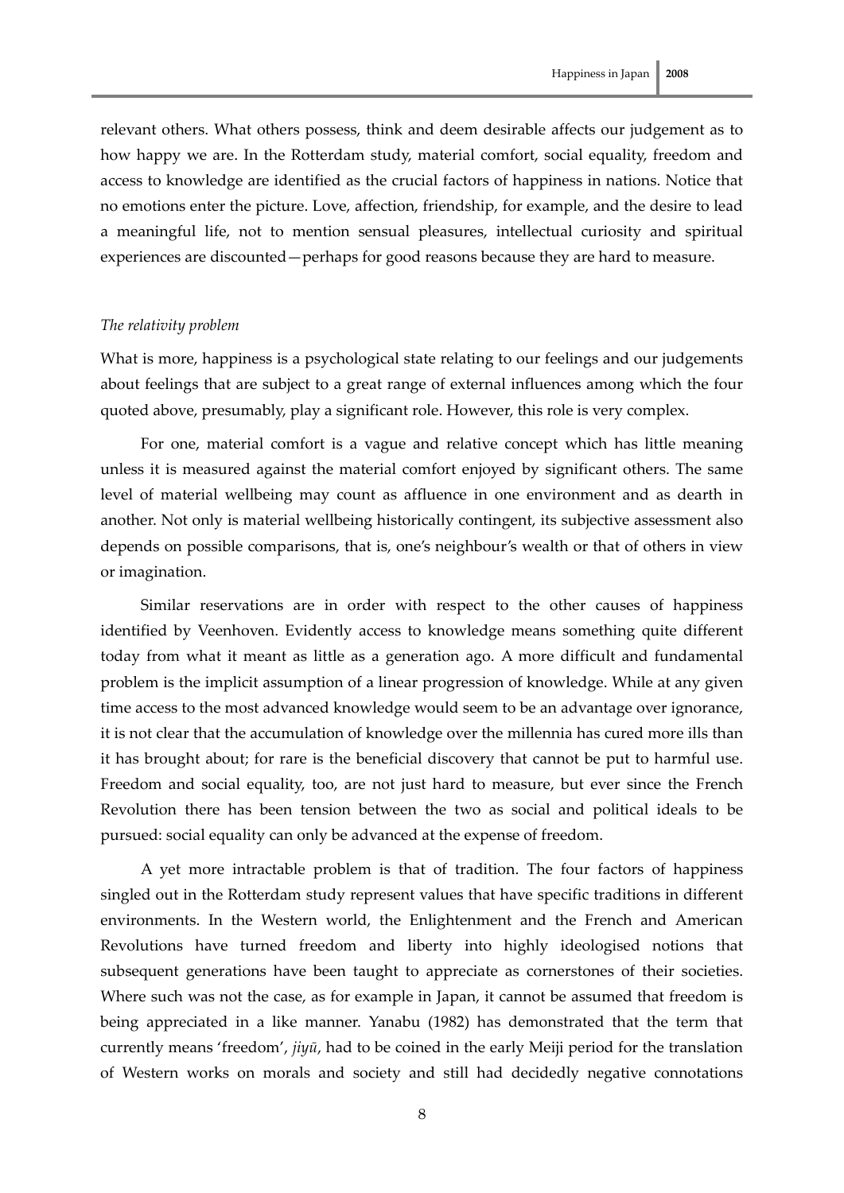relevant others. What others possess, think and deem desirable affects our judgement as to how happy we are. In the Rotterdam study, material comfort, social equality, freedom and access to knowledge are identified as the crucial factors of happiness in nations. Notice that no emotions enter the picture. Love, affection, friendship, for example, and the desire to lead a meaningful life, not to mention sensual pleasures, intellectual curiosity and spiritual experiences are discounted—perhaps for good reasons because they are hard to measure.

*The relativity problem*

What is more, happiness is a psychological state relating to our feelings and our judgements about feelings that are subject to a great range of external influences among which the four quoted above, presumably, play a significant role. However, this role is very complex.

For one, material comfort is a vague and relative concept which has little meaning unless it is measured against the material comfort enjoyed by significant others. The same level of material wellbeing may count as affluence in one environment and as dearth in another. Not only is material wellbeing historically contingent, its subjective assessment also depends on possible comparisons, that is, one's neighbour's wealth or that of others in view or imagination.

Similar reservations are in order with respect to the other causes of happiness identified by Veenhoven. Evidently access to knowledge means something quite different today from what it meant as little as a generation ago. A more difficult and fundamental problem is the implicit assumption of a linear progression of knowledge. While at any given time access to the most advanced knowledge would seem to be an advantage over ignorance, it is not clear that the accumulation of knowledge over the millennia has cured more ills than it has brought about; for rare is the beneficial discovery that cannot be put to harmful use. Freedom and social equality, too, are not just hard to measure, but ever since the French Revolution there has been tension between the two as social and political ideals to be pursued: social equality can only be advanced at the expense of freedom.

A yet more intractable problem is that of tradition. The four factors of happiness singled out in the Rotterdam study represent values that have specific traditions in different environments. In the Western world, the Enlightenment and the French and American Revolutions have turned freedom and liberty into highly ideologised notions that subsequent generations have been taught to appreciate as cornerstones of their societies. Where such was not the case, as for example in Japan, it cannot be assumed that freedom is being appreciated in a like manner. Yanabu (1982) has demonstrated that the term that currently means 'freedom', *jiyū*, had to be coined in the early Meiji period for the translation of Western works on morals and society and still had decidedly negative connotations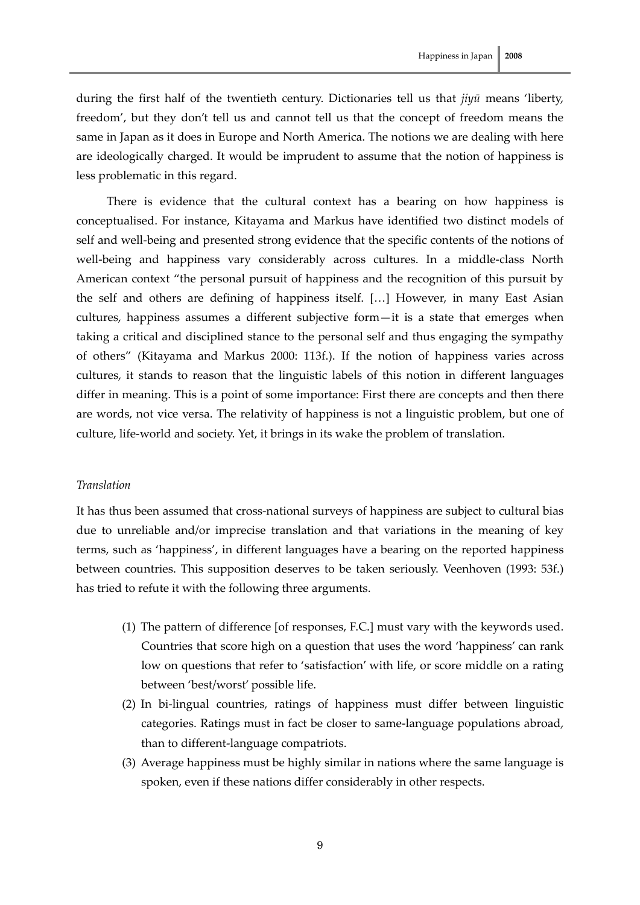during the first half of the twentieth century. Dictionaries tell us that *jiyū* means 'liberty, freedom', but they don't tell us and cannot tell us that the concept of freedom means the same in Japan as it does in Europe and North America. The notions we are dealing with here are ideologically charged. It would be imprudent to assume that the notion of happiness is less problematic in this regard.

There is evidence that the cultural context has a bearing on how happiness is conceptualised. For instance, Kitayama and Markus have identified two distinct models of self and well-being and presented strong evidence that the specific contents of the notions of well-being and happiness vary considerably across cultures. In a middle-class North American context "the personal pursuit of happiness and the recognition of this pursuit by the self and others are defining of happiness itself. […] However, in many East Asian cultures, happiness assumes a different subjective form—it is a state that emerges when taking a critical and disciplined stance to the personal self and thus engaging the sympathy of others" (Kitayama and Markus 2000: 113f.). If the notion of happiness varies across cultures, it stands to reason that the linguistic labels of this notion in different languages differ in meaning. This is a point of some importance: First there are concepts and then there are words, not vice versa. The relativity of happiness is not a linguistic problem, but one of culture, life-world and society. Yet, it brings in its wake the problem of translation.

*Translation*

It has thus been assumed that cross-national surveys of happiness are subject to cultural bias due to unreliable and/or imprecise translation and that variations in the meaning of key terms, such as 'happiness', in different languages have a bearing on the reported happiness between countries. This supposition deserves to be taken seriously. Veenhoven (1993: 53f.) has tried to refute it with the following three arguments.

> (1) The pattern of difference [of responses, F.C.] must vary with the keywords used. Countries that score high on a question that uses the word 'happiness' can rank low on questions that refer to 'satisfaction' with life, or score middle on a rating between 'best/worst' possible life.
>
> (2) In bi-lingual countries, ratings of happiness must differ between linguistic categories. Ratings must in fact be closer to same-language populations abroad, than to different-language compatriots.
>
> (3) Average happiness must be highly similar in nations where the same language is spoken, even if these nations differ considerably in other respects.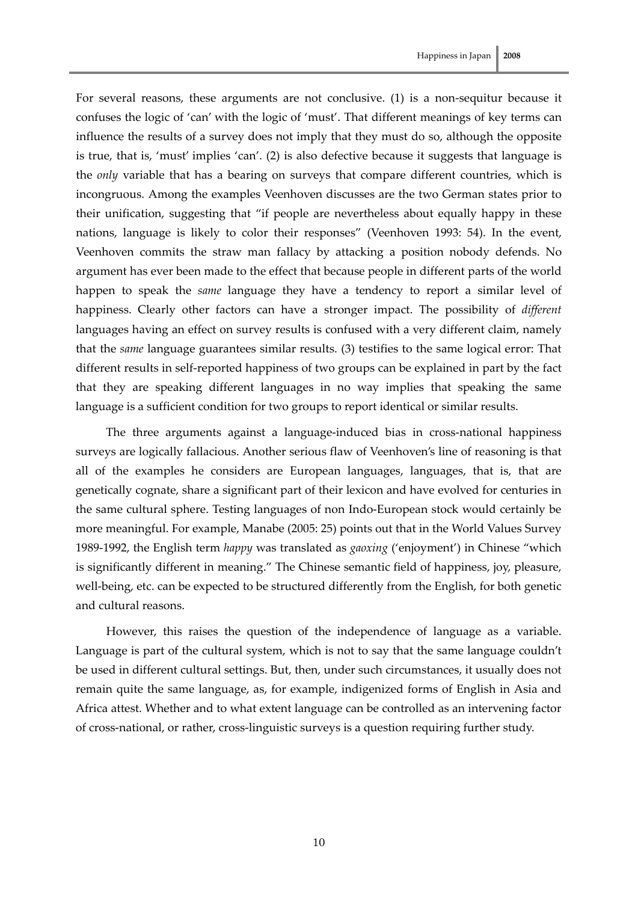For several reasons, these arguments are not conclusive. (1) is a non-sequitur because it confuses the logic of 'can' with the logic of 'must'. That different meanings of key terms can influence the results of a survey does not imply that they must do so, although the opposite is true, that is, 'must' implies 'can'. (2) is also defective because it suggests that language is the *only* variable that has a bearing on surveys that compare different countries, which is incongruous. Among the examples Veenhoven discusses are the two German states prior to their unification, suggesting that "if people are nevertheless about equally happy in these nations, language is likely to color their responses" (Veenhoven 1993: 54). In the event, Veenhoven commits the straw man fallacy by attacking a position nobody defends. No argument has ever been made to the effect that because people in different parts of the world happen to speak the *same* language they have a tendency to report a similar level of happiness. Clearly other factors can have a stronger impact. The possibility of *different* languages having an effect on survey results is confused with a very different claim, namely that the *same* language guarantees similar results. (3) testifies to the same logical error: That different results in self-reported happiness of two groups can be explained in part by the fact that they are speaking different languages in no way implies that speaking the same language is a sufficient condition for two groups to report identical or similar results.

The three arguments against a language-induced bias in cross-national happiness surveys are logically fallacious. Another serious flaw of Veenhoven's line of reasoning is that all of the examples he considers are European languages, languages, that is, that are genetically cognate, share a significant part of their lexicon and have evolved for centuries in the same cultural sphere. Testing languages of non Indo-European stock would certainly be more meaningful. For example, Manabe (2005: 25) points out that in the World Values Survey 1989-1992, the English term *happy* was translated as *gaoxing* ('enjoyment') in Chinese "which is significantly different in meaning." The Chinese semantic field of happiness, joy, pleasure, well-being, etc. can be expected to be structured differently from the English, for both genetic and cultural reasons.

However, this raises the question of the independence of language as a variable. Language is part of the cultural system, which is not to say that the same language couldn't be used in different cultural settings. But, then, under such circumstances, it usually does not remain quite the same language, as, for example, indigenized forms of English in Asia and Africa attest. Whether and to what extent language can be controlled as an intervening factor of cross-national, or rather, cross-linguistic surveys is a question requiring further study.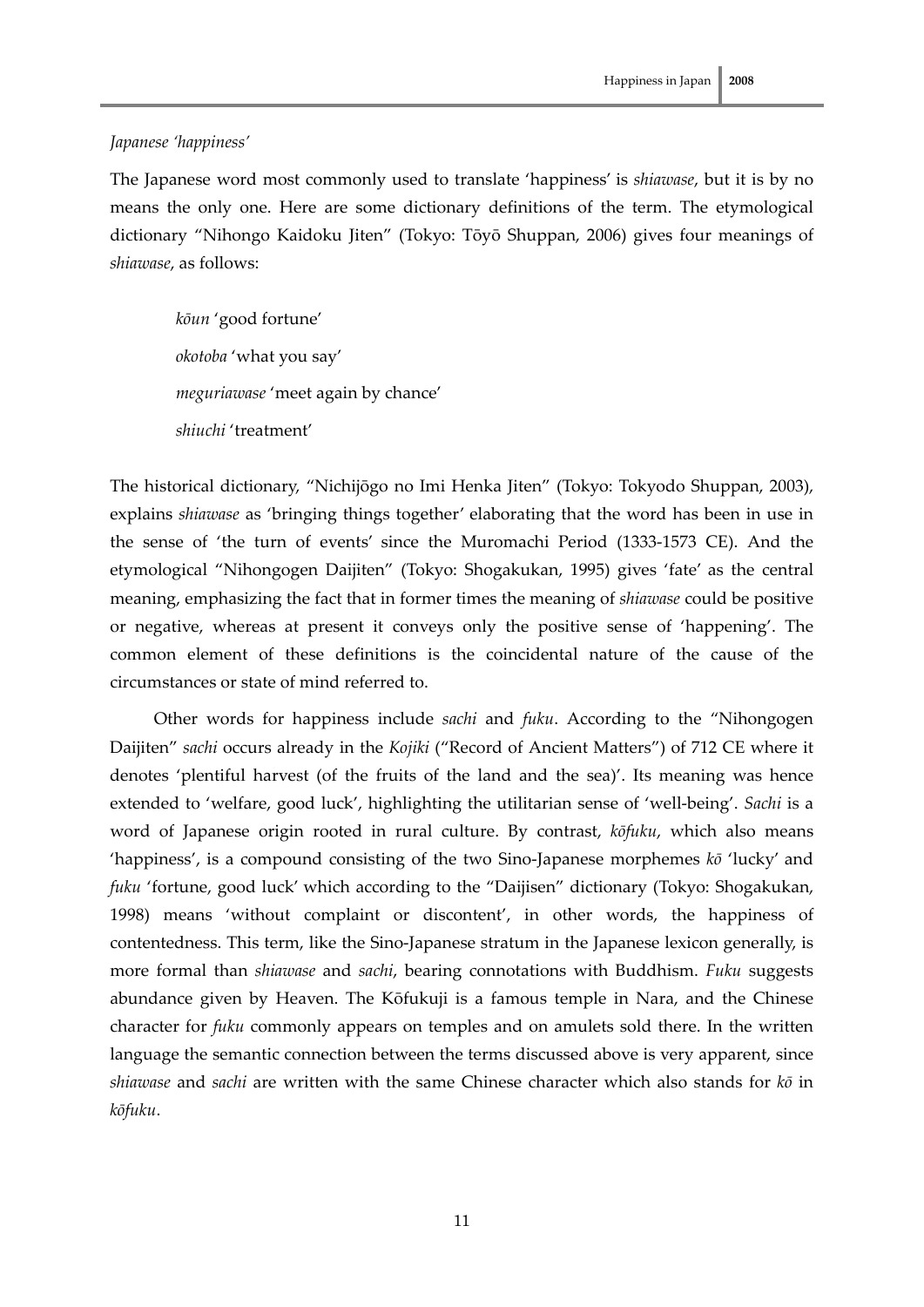*Japanese 'happiness'*

The Japanese word most commonly used to translate 'happiness' is *shiawase*, but it is by no means the only one. Here are some dictionary definitions of the term. The etymological dictionary "Nihongo Kaidoku Jiten" (Tokyo: Tōyō Shuppan, 2006) gives four meanings of *shiawase*, as follows:

> *kōun* 'good fortune'
>
> *okotoba* 'what you say'
>
> *meguriawase* 'meet again by chance'
>
> *shiuchi* 'treatment'

The historical dictionary, "Nichijōgo no Imi Henka Jiten" (Tokyo: Tokyodo Shuppan, 2003), explains *shiawase* as 'bringing things together' elaborating that the word has been in use in the sense of 'the turn of events' since the Muromachi Period (1333-1573 CE). And the etymological "Nihongogen Daijiten" (Tokyo: Shogakukan, 1995) gives 'fate' as the central meaning, emphasizing the fact that in former times the meaning of *shiawase* could be positive or negative, whereas at present it conveys only the positive sense of 'happening'. The common element of these definitions is the coincidental nature of the cause of the circumstances or state of mind referred to.

Other words for happiness include *sachi* and *fuku*. According to the "Nihongogen Daijiten" *sachi* occurs already in the *Kojiki* ("Record of Ancient Matters") of 712 CE where it denotes 'plentiful harvest (of the fruits of the land and the sea)'. Its meaning was hence extended to 'welfare, good luck', highlighting the utilitarian sense of 'well-being'. *Sachi* is a word of Japanese origin rooted in rural culture. By contrast, *kōfuku*, which also means 'happiness', is a compound consisting of the two Sino-Japanese morphemes *kō* 'lucky' and *fuku* 'fortune, good luck' which according to the "Daijisen" dictionary (Tokyo: Shogakukan, 1998) means 'without complaint or discontent', in other words, the happiness of contentedness. This term, like the Sino-Japanese stratum in the Japanese lexicon generally, is more formal than *shiawase* and *sachi*, bearing connotations with Buddhism. *Fuku* suggests abundance given by Heaven. The Kōfukuji is a famous temple in Nara, and the Chinese character for *fuku* commonly appears on temples and on amulets sold there. In the written language the semantic connection between the terms discussed above is very apparent, since *shiawase* and *sachi* are written with the same Chinese character which also stands for *kō* in *kōfuku*.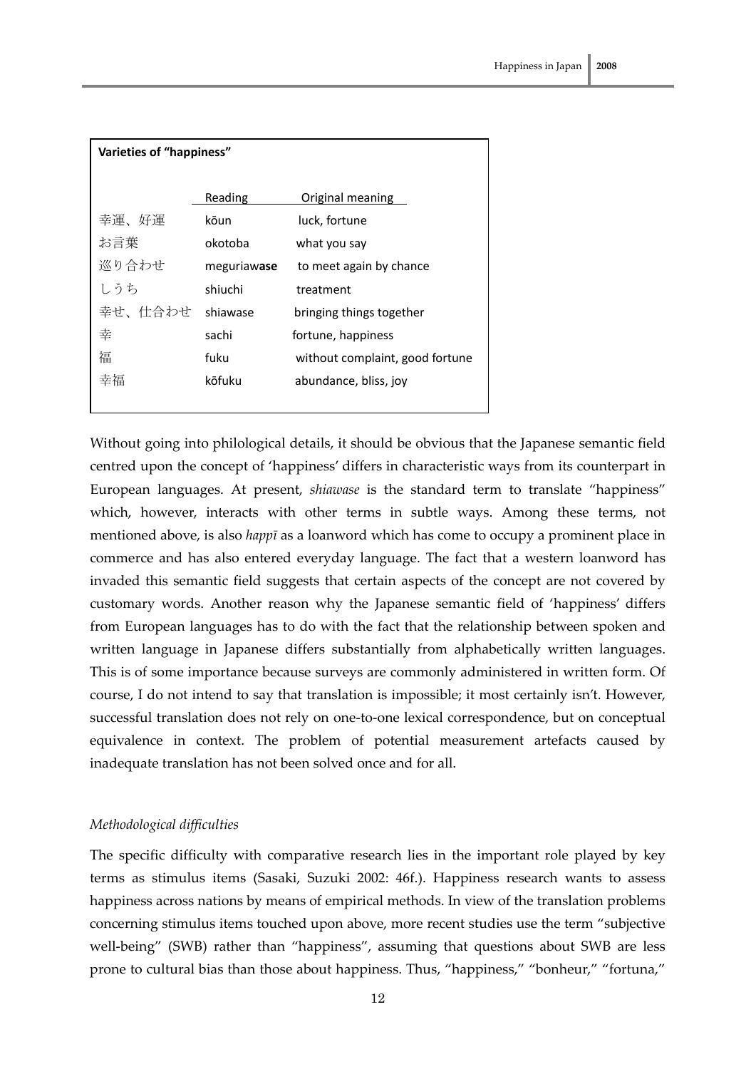**Varieties of "happiness"**

| | Reading | Original meaning |
|---|---|---|
| 幸運、好運 | kōun | luck, fortune |
| お言葉 | okotoba | what you say |
| 巡り合わせ | meguriaw**ase** | to meet again by chance |
| しうち | shiuchi | treatment |
| 幸せ、仕合わせ | shiawase | bringing things together |
| 幸 | sachi | fortune, happiness |
| 福 | fuku | without complaint, good fortune |
| 幸福 | kōfuku | abundance, bliss, joy |

Without going into philological details, it should be obvious that the Japanese semantic field centred upon the concept of 'happiness' differs in characteristic ways from its counterpart in European languages. At present, *shiawase* is the standard term to translate "happiness" which, however, interacts with other terms in subtle ways. Among these terms, not mentioned above, is also *happī* as a loanword which has come to occupy a prominent place in commerce and has also entered everyday language. The fact that a western loanword has invaded this semantic field suggests that certain aspects of the concept are not covered by customary words. Another reason why the Japanese semantic field of 'happiness' differs from European languages has to do with the fact that the relationship between spoken and written language in Japanese differs substantially from alphabetically written languages. This is of some importance because surveys are commonly administered in written form. Of course, I do not intend to say that translation is impossible; it most certainly isn't. However, successful translation does not rely on one-to-one lexical correspondence, but on conceptual equivalence in context. The problem of potential measurement artefacts caused by inadequate translation has not been solved once and for all.

*Methodological difficulties*

The specific difficulty with comparative research lies in the important role played by key terms as stimulus items (Sasaki, Suzuki 2002: 46f.). Happiness research wants to assess happiness across nations by means of empirical methods. In view of the translation problems concerning stimulus items touched upon above, more recent studies use the term "subjective well-being" (SWB) rather than "happiness", assuming that questions about SWB are less prone to cultural bias than those about happiness. Thus, "happiness," "bonheur," "fortuna,"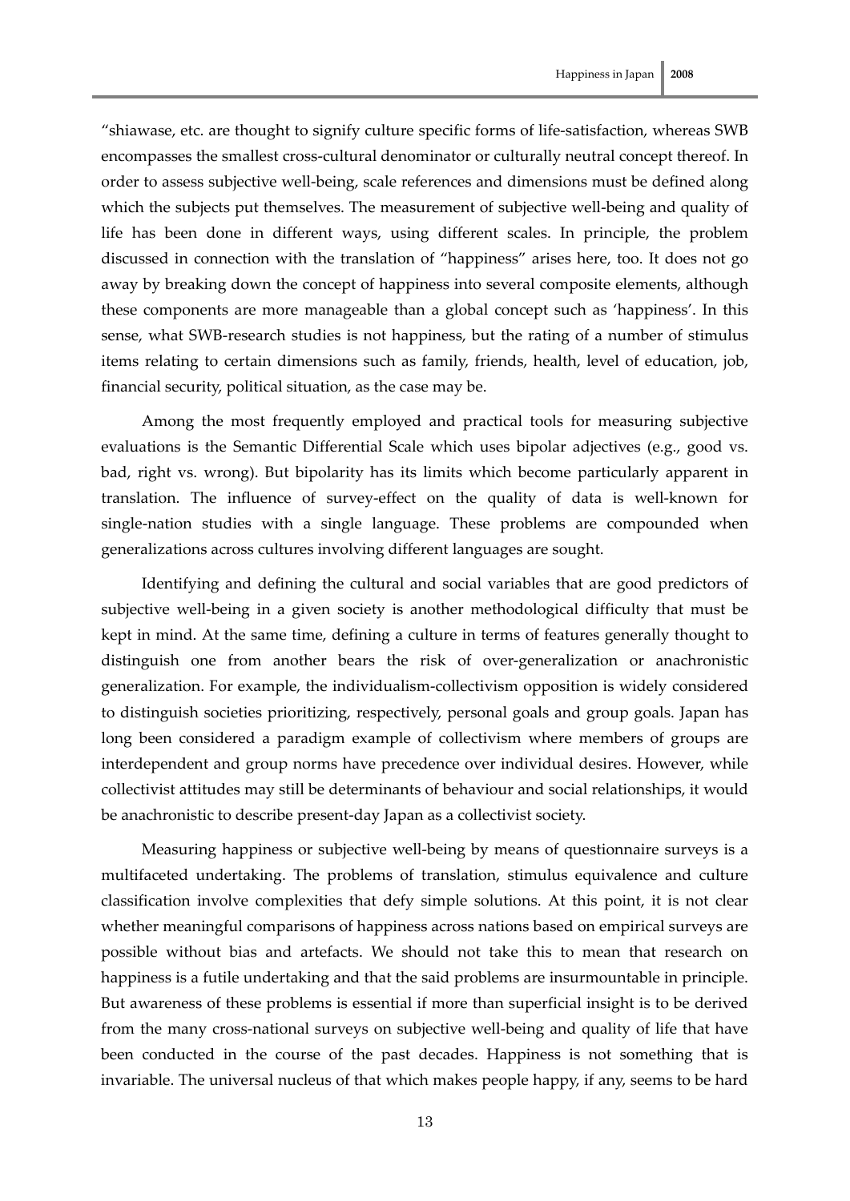"shiawase, etc. are thought to signify culture specific forms of life-satisfaction, whereas SWB encompasses the smallest cross-cultural denominator or culturally neutral concept thereof. In order to assess subjective well-being, scale references and dimensions must be defined along which the subjects put themselves. The measurement of subjective well-being and quality of life has been done in different ways, using different scales. In principle, the problem discussed in connection with the translation of "happiness" arises here, too. It does not go away by breaking down the concept of happiness into several composite elements, although these components are more manageable than a global concept such as 'happiness'. In this sense, what SWB-research studies is not happiness, but the rating of a number of stimulus items relating to certain dimensions such as family, friends, health, level of education, job, financial security, political situation, as the case may be.

Among the most frequently employed and practical tools for measuring subjective evaluations is the Semantic Differential Scale which uses bipolar adjectives (e.g., good vs. bad, right vs. wrong). But bipolarity has its limits which become particularly apparent in translation. The influence of survey-effect on the quality of data is well-known for single-nation studies with a single language. These problems are compounded when generalizations across cultures involving different languages are sought.

Identifying and defining the cultural and social variables that are good predictors of subjective well-being in a given society is another methodological difficulty that must be kept in mind. At the same time, defining a culture in terms of features generally thought to distinguish one from another bears the risk of over-generalization or anachronistic generalization. For example, the individualism-collectivism opposition is widely considered to distinguish societies prioritizing, respectively, personal goals and group goals. Japan has long been considered a paradigm example of collectivism where members of groups are interdependent and group norms have precedence over individual desires. However, while collectivist attitudes may still be determinants of behaviour and social relationships, it would be anachronistic to describe present-day Japan as a collectivist society.

Measuring happiness or subjective well-being by means of questionnaire surveys is a multifaceted undertaking. The problems of translation, stimulus equivalence and culture classification involve complexities that defy simple solutions. At this point, it is not clear whether meaningful comparisons of happiness across nations based on empirical surveys are possible without bias and artefacts. We should not take this to mean that research on happiness is a futile undertaking and that the said problems are insurmountable in principle. But awareness of these problems is essential if more than superficial insight is to be derived from the many cross-national surveys on subjective well-being and quality of life that have been conducted in the course of the past decades. Happiness is not something that is invariable. The universal nucleus of that which makes people happy, if any, seems to be hard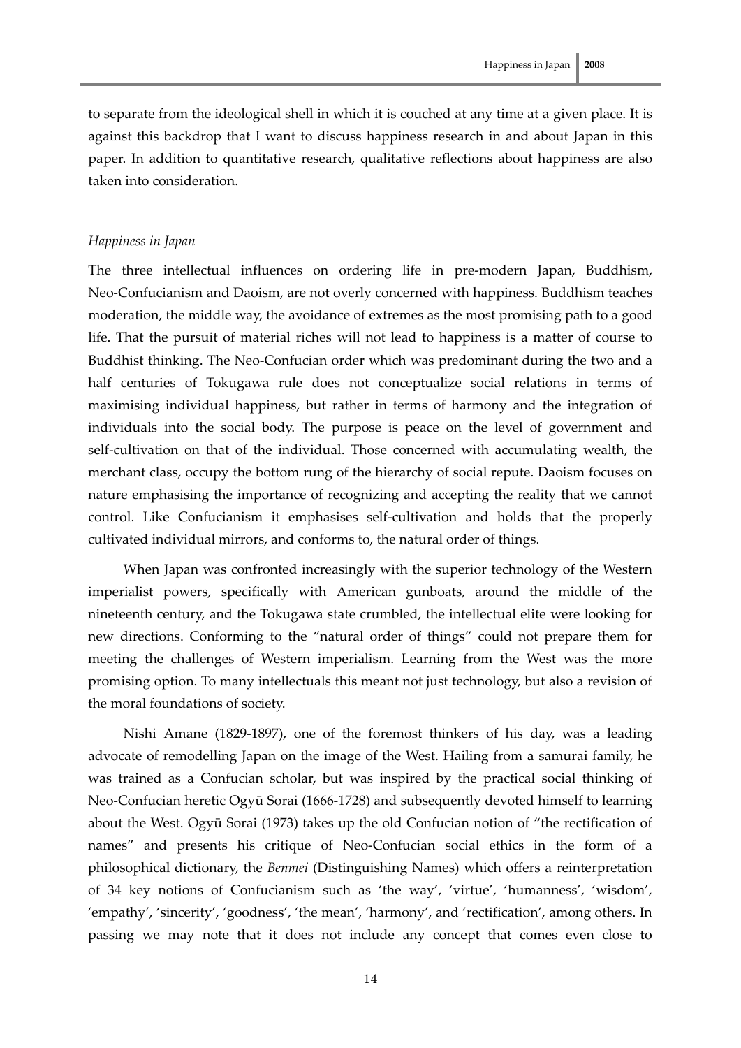to separate from the ideological shell in which it is couched at any time at a given place. It is against this backdrop that I want to discuss happiness research in and about Japan in this paper. In addition to quantitative research, qualitative reflections about happiness are also taken into consideration.

### *Happiness in Japan*

The three intellectual influences on ordering life in pre-modern Japan, Buddhism, Neo-Confucianism and Daoism, are not overly concerned with happiness. Buddhism teaches moderation, the middle way, the avoidance of extremes as the most promising path to a good life. That the pursuit of material riches will not lead to happiness is a matter of course to Buddhist thinking. The Neo-Confucian order which was predominant during the two and a half centuries of Tokugawa rule does not conceptualize social relations in terms of maximising individual happiness, but rather in terms of harmony and the integration of individuals into the social body. The purpose is peace on the level of government and self-cultivation on that of the individual. Those concerned with accumulating wealth, the merchant class, occupy the bottom rung of the hierarchy of social repute. Daoism focuses on nature emphasising the importance of recognizing and accepting the reality that we cannot control. Like Confucianism it emphasises self-cultivation and holds that the properly cultivated individual mirrors, and conforms to, the natural order of things.

When Japan was confronted increasingly with the superior technology of the Western imperialist powers, specifically with American gunboats, around the middle of the nineteenth century, and the Tokugawa state crumbled, the intellectual elite were looking for new directions. Conforming to the "natural order of things" could not prepare them for meeting the challenges of Western imperialism. Learning from the West was the more promising option. To many intellectuals this meant not just technology, but also a revision of the moral foundations of society.

Nishi Amane (1829-1897), one of the foremost thinkers of his day, was a leading advocate of remodelling Japan on the image of the West. Hailing from a samurai family, he was trained as a Confucian scholar, but was inspired by the practical social thinking of Neo-Confucian heretic Ogyū Sorai (1666-1728) and subsequently devoted himself to learning about the West. Ogyū Sorai (1973) takes up the old Confucian notion of "the rectification of names" and presents his critique of Neo-Confucian social ethics in the form of a philosophical dictionary, the *Benmei* (Distinguishing Names) which offers a reinterpretation of 34 key notions of Confucianism such as 'the way', 'virtue', 'humanness', 'wisdom', 'empathy', 'sincerity', 'goodness', 'the mean', 'harmony', and 'rectification', among others. In passing we may note that it does not include any concept that comes even close to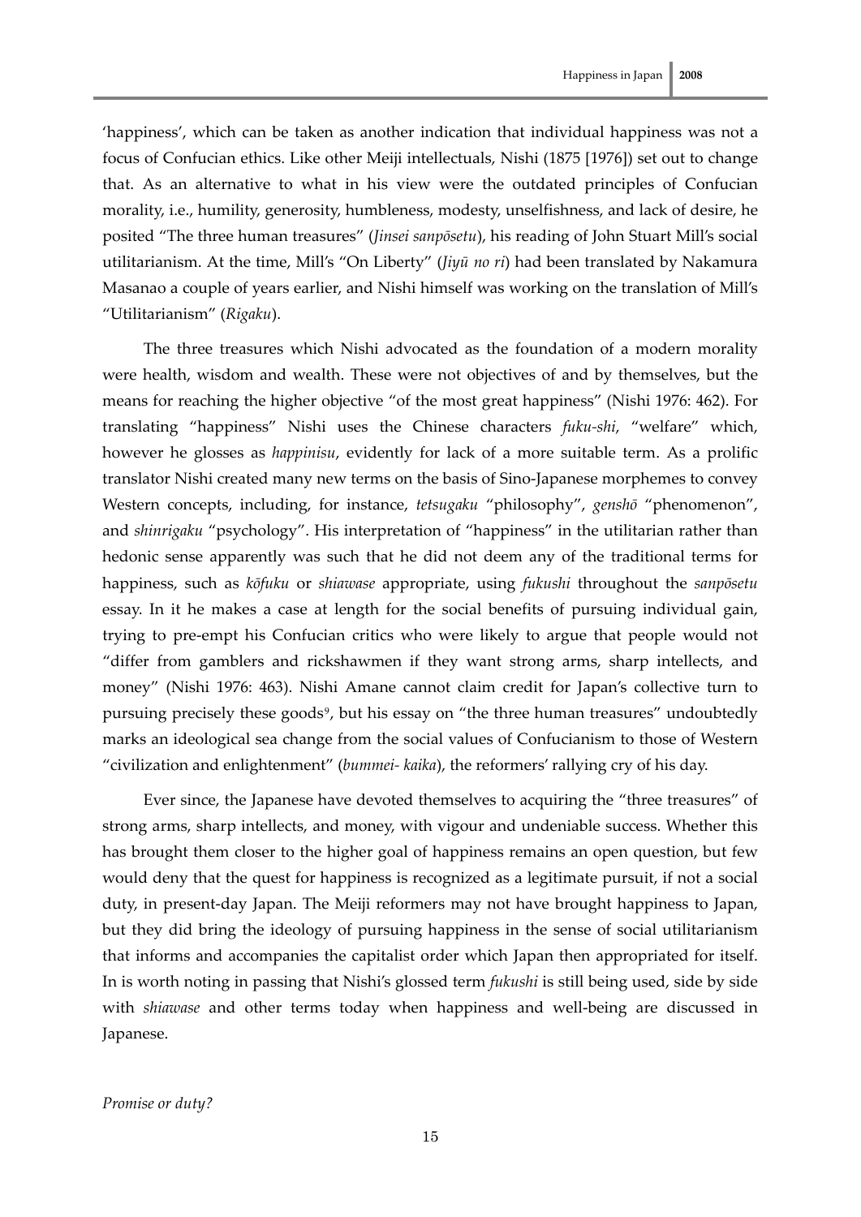'happiness', which can be taken as another indication that individual happiness was not a focus of Confucian ethics. Like other Meiji intellectuals, Nishi (1875 [1976]) set out to change that. As an alternative to what in his view were the outdated principles of Confucian morality, i.e., humility, generosity, humbleness, modesty, unselfishness, and lack of desire, he posited "The three human treasures" (*Jinsei sanpōsetu*), his reading of John Stuart Mill's social utilitarianism. At the time, Mill's "On Liberty" (*Jiyū no ri*) had been translated by Nakamura Masanao a couple of years earlier, and Nishi himself was working on the translation of Mill's "Utilitarianism" (*Rigaku*).

The three treasures which Nishi advocated as the foundation of a modern morality were health, wisdom and wealth. These were not objectives of and by themselves, but the means for reaching the higher objective "of the most great happiness" (Nishi 1976: 462). For translating "happiness" Nishi uses the Chinese characters *fuku-shi*, "welfare" which, however he glosses as *happinisu*, evidently for lack of a more suitable term. As a prolific translator Nishi created many new terms on the basis of Sino-Japanese morphemes to convey Western concepts, including, for instance, *tetsugaku* "philosophy", *genshō* "phenomenon", and *shinrigaku* "psychology". His interpretation of "happiness" in the utilitarian rather than hedonic sense apparently was such that he did not deem any of the traditional terms for happiness, such as *kōfuku* or *shiawase* appropriate, using *fukushi* throughout the *sanpōsetu* essay. In it he makes a case at length for the social benefits of pursuing individual gain, trying to pre-empt his Confucian critics who were likely to argue that people would not "differ from gamblers and rickshawmen if they want strong arms, sharp intellects, and money" (Nishi 1976: 463). Nishi Amane cannot claim credit for Japan's collective turn to pursuing precisely these goods[9], but his essay on "the three human treasures" undoubtedly marks an ideological sea change from the social values of Confucianism to those of Western "civilization and enlightenment" (*bummei- kaika*), the reformers' rallying cry of his day.

Ever since, the Japanese have devoted themselves to acquiring the "three treasures" of strong arms, sharp intellects, and money, with vigour and undeniable success. Whether this has brought them closer to the higher goal of happiness remains an open question, but few would deny that the quest for happiness is recognized as a legitimate pursuit, if not a social duty, in present-day Japan. The Meiji reformers may not have brought happiness to Japan, but they did bring the ideology of pursuing happiness in the sense of social utilitarianism that informs and accompanies the capitalist order which Japan then appropriated for itself. In is worth noting in passing that Nishi's glossed term *fukushi* is still being used, side by side with *shiawase* and other terms today when happiness and well-being are discussed in Japanese.

*Promise or duty?*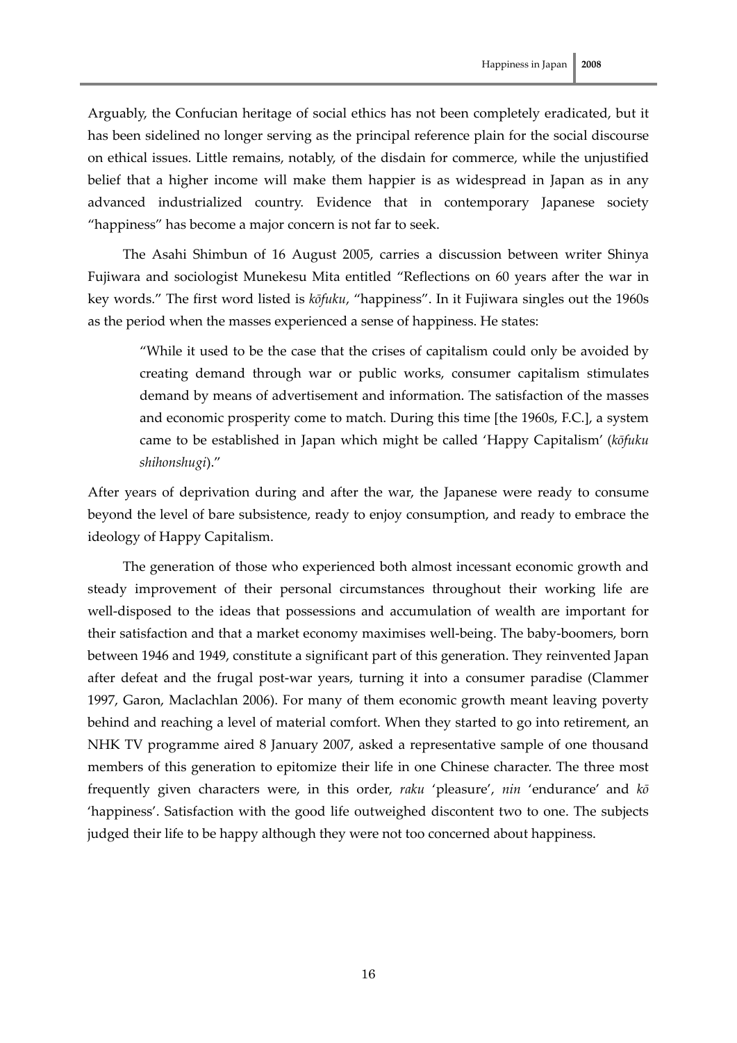Arguably, the Confucian heritage of social ethics has not been completely eradicated, but it has been sidelined no longer serving as the principal reference plain for the social discourse on ethical issues. Little remains, notably, of the disdain for commerce, while the unjustified belief that a higher income will make them happier is as widespread in Japan as in any advanced industrialized country. Evidence that in contemporary Japanese society "happiness" has become a major concern is not far to seek.

The Asahi Shimbun of 16 August 2005, carries a discussion between writer Shinya Fujiwara and sociologist Munekesu Mita entitled "Reflections on 60 years after the war in key words." The first word listed is *kōfuku*, "happiness". In it Fujiwara singles out the 1960s as the period when the masses experienced a sense of happiness. He states:

> "While it used to be the case that the crises of capitalism could only be avoided by creating demand through war or public works, consumer capitalism stimulates demand by means of advertisement and information. The satisfaction of the masses and economic prosperity come to match. During this time [the 1960s, F.C.], a system came to be established in Japan which might be called 'Happy Capitalism' (*kōfuku shihonshugi*)."

After years of deprivation during and after the war, the Japanese were ready to consume beyond the level of bare subsistence, ready to enjoy consumption, and ready to embrace the ideology of Happy Capitalism.

The generation of those who experienced both almost incessant economic growth and steady improvement of their personal circumstances throughout their working life are well-disposed to the ideas that possessions and accumulation of wealth are important for their satisfaction and that a market economy maximises well-being. The baby-boomers, born between 1946 and 1949, constitute a significant part of this generation. They reinvented Japan after defeat and the frugal post-war years, turning it into a consumer paradise (Clammer 1997, Garon, Maclachlan 2006). For many of them economic growth meant leaving poverty behind and reaching a level of material comfort. When they started to go into retirement, an NHK TV programme aired 8 January 2007, asked a representative sample of one thousand members of this generation to epitomize their life in one Chinese character. The three most frequently given characters were, in this order, *raku* 'pleasure', *nin* 'endurance' and *kō* 'happiness'. Satisfaction with the good life outweighed discontent two to one. The subjects judged their life to be happy although they were not too concerned about happiness.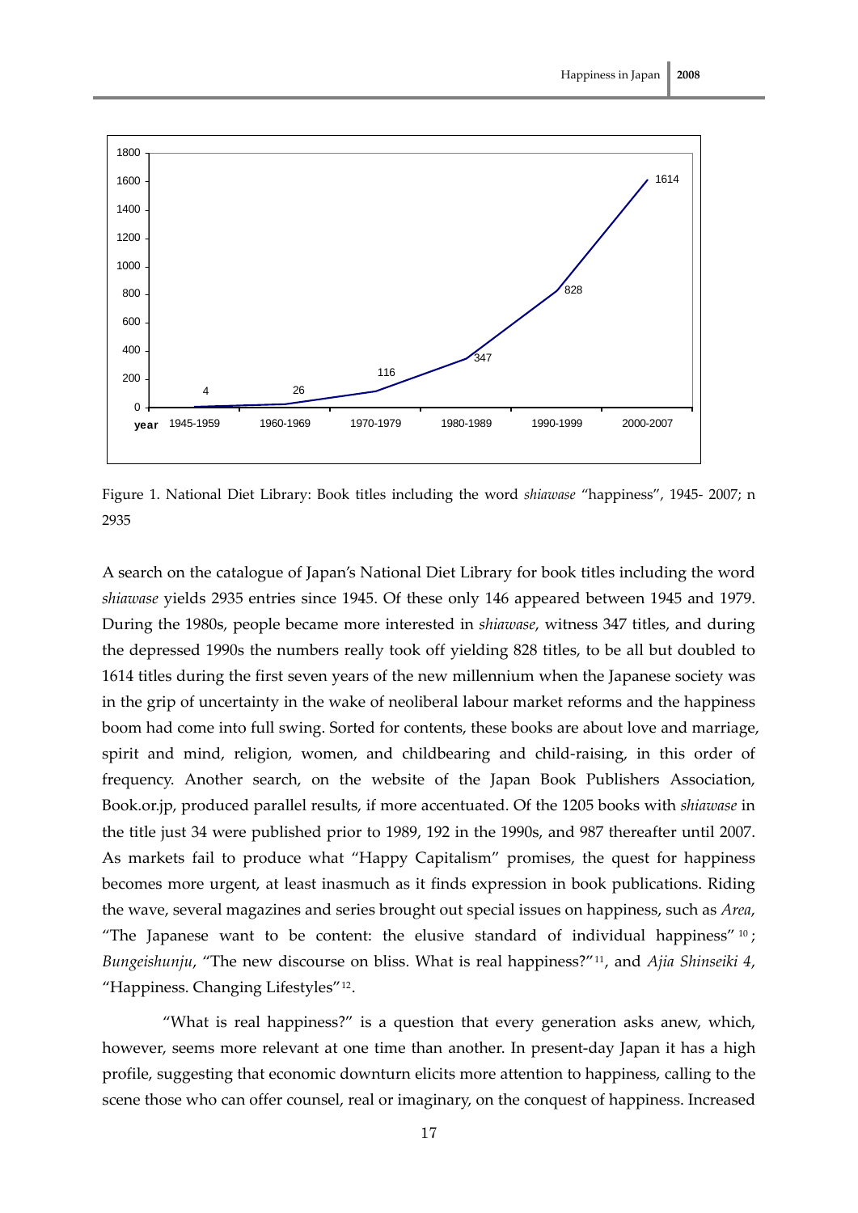Figure 1. National Diet Library: Book titles including the word *shiawase* "happiness", 1945- 2007; n 2935

A search on the catalogue of Japan's National Diet Library for book titles including the word *shiawase* yields 2935 entries since 1945. Of these only 146 appeared between 1945 and 1979. During the 1980s, people became more interested in *shiawase*, witness 347 titles, and during the depressed 1990s the numbers really took off yielding 828 titles, to be all but doubled to 1614 titles during the first seven years of the new millennium when the Japanese society was in the grip of uncertainty in the wake of neoliberal labour market reforms and the happiness boom had come into full swing. Sorted for contents, these books are about love and marriage, spirit and mind, religion, women, and childbearing and child-raising, in this order of frequency. Another search, on the website of the Japan Book Publishers Association, Book.or.jp, produced parallel results, if more accentuated. Of the 1205 books with *shiawase* in the title just 34 were published prior to 1989, 192 in the 1990s, and 987 thereafter until 2007. As markets fail to produce what "Happy Capitalism" promises, the quest for happiness becomes more urgent, at least inasmuch as it finds expression in book publications. Riding the wave, several magazines and series brought out special issues on happiness, such as *Area*, "The Japanese want to be content: the elusive standard of individual happiness"[10]; *Bungeishunju*, "The new discourse on bliss. What is real happiness?"[11], and *Ajia Shinseiki 4*, "Happiness. Changing Lifestyles"[12].

"What is real happiness?" is a question that every generation asks anew, which, however, seems more relevant at one time than another. In present-day Japan it has a high profile, suggesting that economic downturn elicits more attention to happiness, calling to the scene those who can offer counsel, real or imaginary, on the conquest of happiness. Increased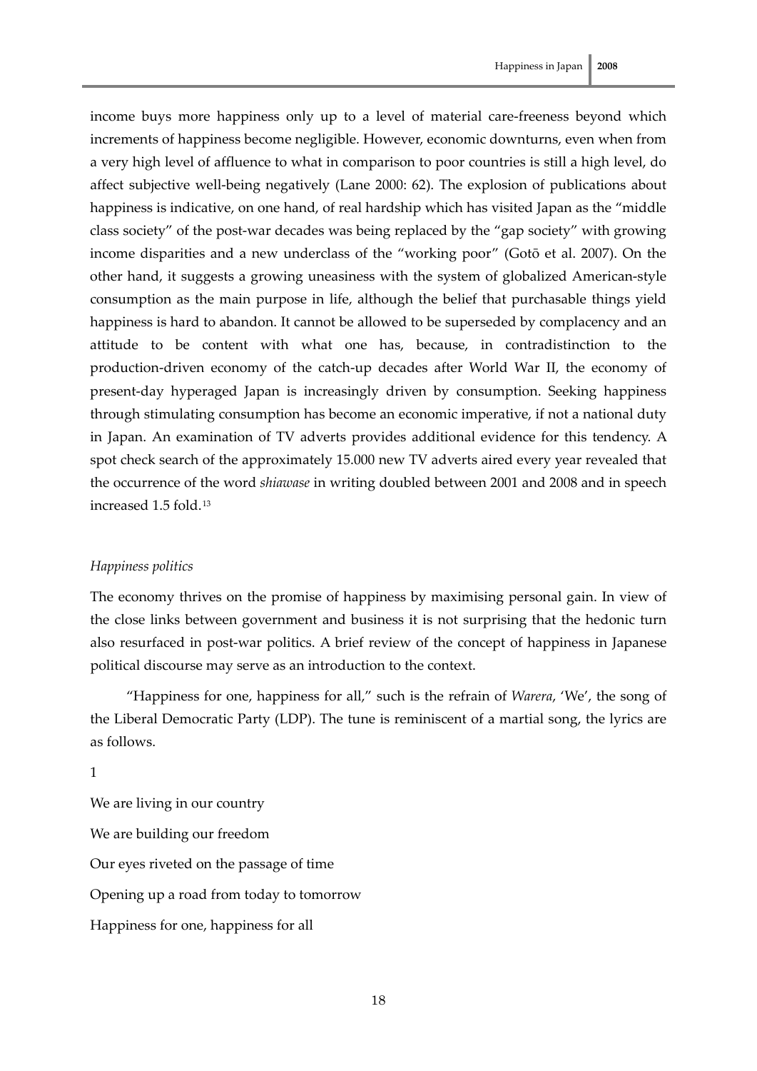income buys more happiness only up to a level of material care-freeness beyond which increments of happiness become negligible. However, economic downturns, even when from a very high level of affluence to what in comparison to poor countries is still a high level, do affect subjective well-being negatively (Lane 2000: 62). The explosion of publications about happiness is indicative, on one hand, of real hardship which has visited Japan as the "middle class society" of the post-war decades was being replaced by the "gap society" with growing income disparities and a new underclass of the "working poor" (Gotō et al. 2007). On the other hand, it suggests a growing uneasiness with the system of globalized American-style consumption as the main purpose in life, although the belief that purchasable things yield happiness is hard to abandon. It cannot be allowed to be superseded by complacency and an attitude to be content with what one has, because, in contradistinction to the production-driven economy of the catch-up decades after World War II, the economy of present-day hyperaged Japan is increasingly driven by consumption. Seeking happiness through stimulating consumption has become an economic imperative, if not a national duty in Japan. An examination of TV adverts provides additional evidence for this tendency. A spot check search of the approximately 15.000 new TV adverts aired every year revealed that the occurrence of the word *shiawase* in writing doubled between 2001 and 2008 and in speech increased 1.5 fold.[13]

*Happiness politics*

The economy thrives on the promise of happiness by maximising personal gain. In view of the close links between government and business it is not surprising that the hedonic turn also resurfaced in post-war politics. A brief review of the concept of happiness in Japanese political discourse may serve as an introduction to the context.

"Happiness for one, happiness for all," such is the refrain of *Warera*, 'We', the song of the Liberal Democratic Party (LDP). The tune is reminiscent of a martial song, the lyrics are as follows.

1

We are living in our country

We are building our freedom

Our eyes riveted on the passage of time

Opening up a road from today to tomorrow

Happiness for one, happiness for all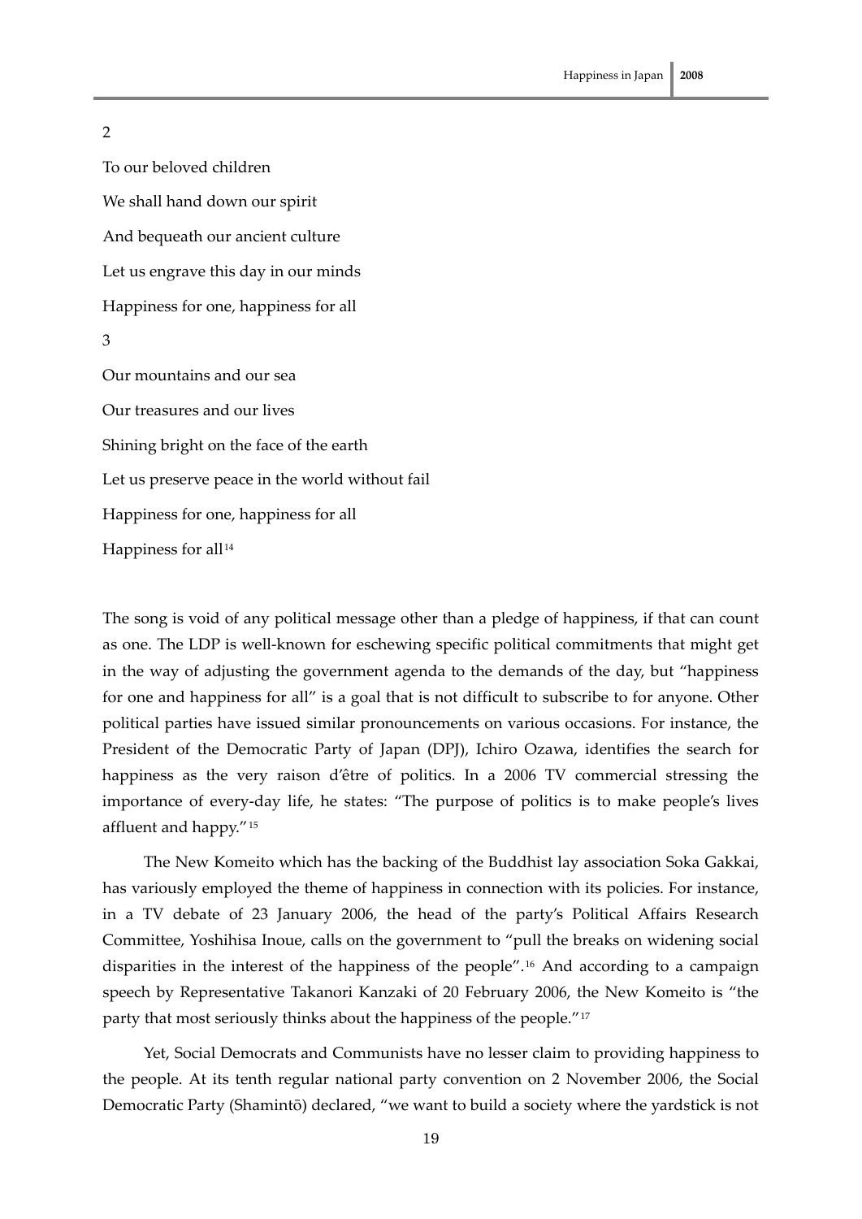2

To our beloved children

We shall hand down our spirit

And bequeath our ancient culture

Let us engrave this day in our minds

Happiness for one, happiness for all

3

Our mountains and our sea

Our treasures and our lives

Shining bright on the face of the earth

Let us preserve peace in the world without fail

Happiness for one, happiness for all

Happiness for all[14]

The song is void of any political message other than a pledge of happiness, if that can count as one. The LDP is well-known for eschewing specific political commitments that might get in the way of adjusting the government agenda to the demands of the day, but "happiness for one and happiness for all" is a goal that is not difficult to subscribe to for anyone. Other political parties have issued similar pronouncements on various occasions. For instance, the President of the Democratic Party of Japan (DPJ), Ichiro Ozawa, identifies the search for happiness as the very raison d'être of politics. In a 2006 TV commercial stressing the importance of every-day life, he states: "The purpose of politics is to make people's lives affluent and happy."[15]

The New Komeito which has the backing of the Buddhist lay association Soka Gakkai, has variously employed the theme of happiness in connection with its policies. For instance, in a TV debate of 23 January 2006, the head of the party's Political Affairs Research Committee, Yoshihisa Inoue, calls on the government to "pull the breaks on widening social disparities in the interest of the happiness of the people".[16] And according to a campaign speech by Representative Takanori Kanzaki of 20 February 2006, the New Komeito is "the party that most seriously thinks about the happiness of the people."[17]

Yet, Social Democrats and Communists have no lesser claim to providing happiness to the people. At its tenth regular national party convention on 2 November 2006, the Social Democratic Party (Shamintō) declared, "we want to build a society where the yardstick is not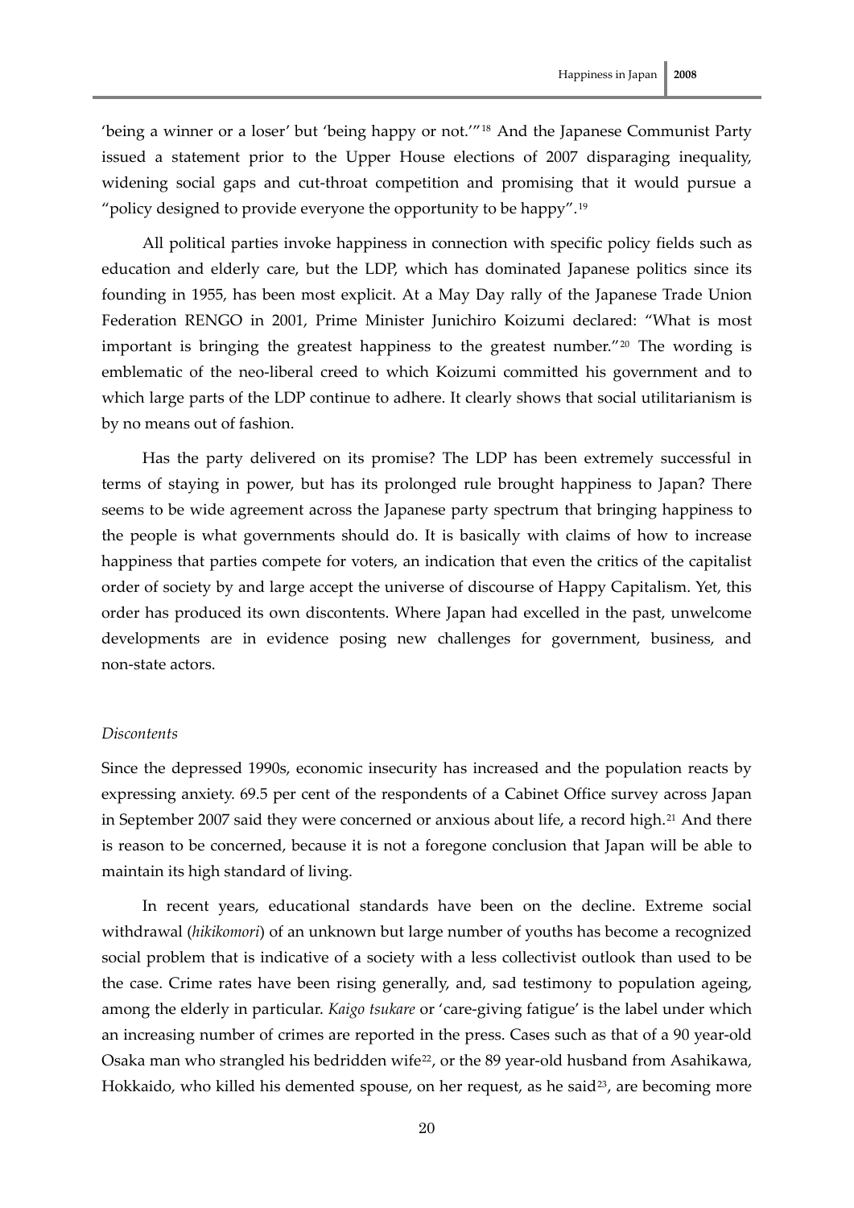'being a winner or a loser' but 'being happy or not.'"[18] And the Japanese Communist Party issued a statement prior to the Upper House elections of 2007 disparaging inequality, widening social gaps and cut-throat competition and promising that it would pursue a "policy designed to provide everyone the opportunity to be happy".[19]

All political parties invoke happiness in connection with specific policy fields such as education and elderly care, but the LDP, which has dominated Japanese politics since its founding in 1955, has been most explicit. At a May Day rally of the Japanese Trade Union Federation RENGO in 2001, Prime Minister Junichiro Koizumi declared: "What is most important is bringing the greatest happiness to the greatest number."[20] The wording is emblematic of the neo-liberal creed to which Koizumi committed his government and to which large parts of the LDP continue to adhere. It clearly shows that social utilitarianism is by no means out of fashion.

Has the party delivered on its promise? The LDP has been extremely successful in terms of staying in power, but has its prolonged rule brought happiness to Japan? There seems to be wide agreement across the Japanese party spectrum that bringing happiness to the people is what governments should do. It is basically with claims of how to increase happiness that parties compete for voters, an indication that even the critics of the capitalist order of society by and large accept the universe of discourse of Happy Capitalism. Yet, this order has produced its own discontents. Where Japan had excelled in the past, unwelcome developments are in evidence posing new challenges for government, business, and non-state actors.

*Discontents*

Since the depressed 1990s, economic insecurity has increased and the population reacts by expressing anxiety. 69.5 per cent of the respondents of a Cabinet Office survey across Japan in September 2007 said they were concerned or anxious about life, a record high.[21] And there is reason to be concerned, because it is not a foregone conclusion that Japan will be able to maintain its high standard of living.

In recent years, educational standards have been on the decline. Extreme social withdrawal (*hikikomori*) of an unknown but large number of youths has become a recognized social problem that is indicative of a society with a less collectivist outlook than used to be the case. Crime rates have been rising generally, and, sad testimony to population ageing, among the elderly in particular. *Kaigo tsukare* or 'care-giving fatigue' is the label under which an increasing number of crimes are reported in the press. Cases such as that of a 90 year-old Osaka man who strangled his bedridden wife[22], or the 89 year-old husband from Asahikawa, Hokkaido, who killed his demented spouse, on her request, as he said[23], are becoming more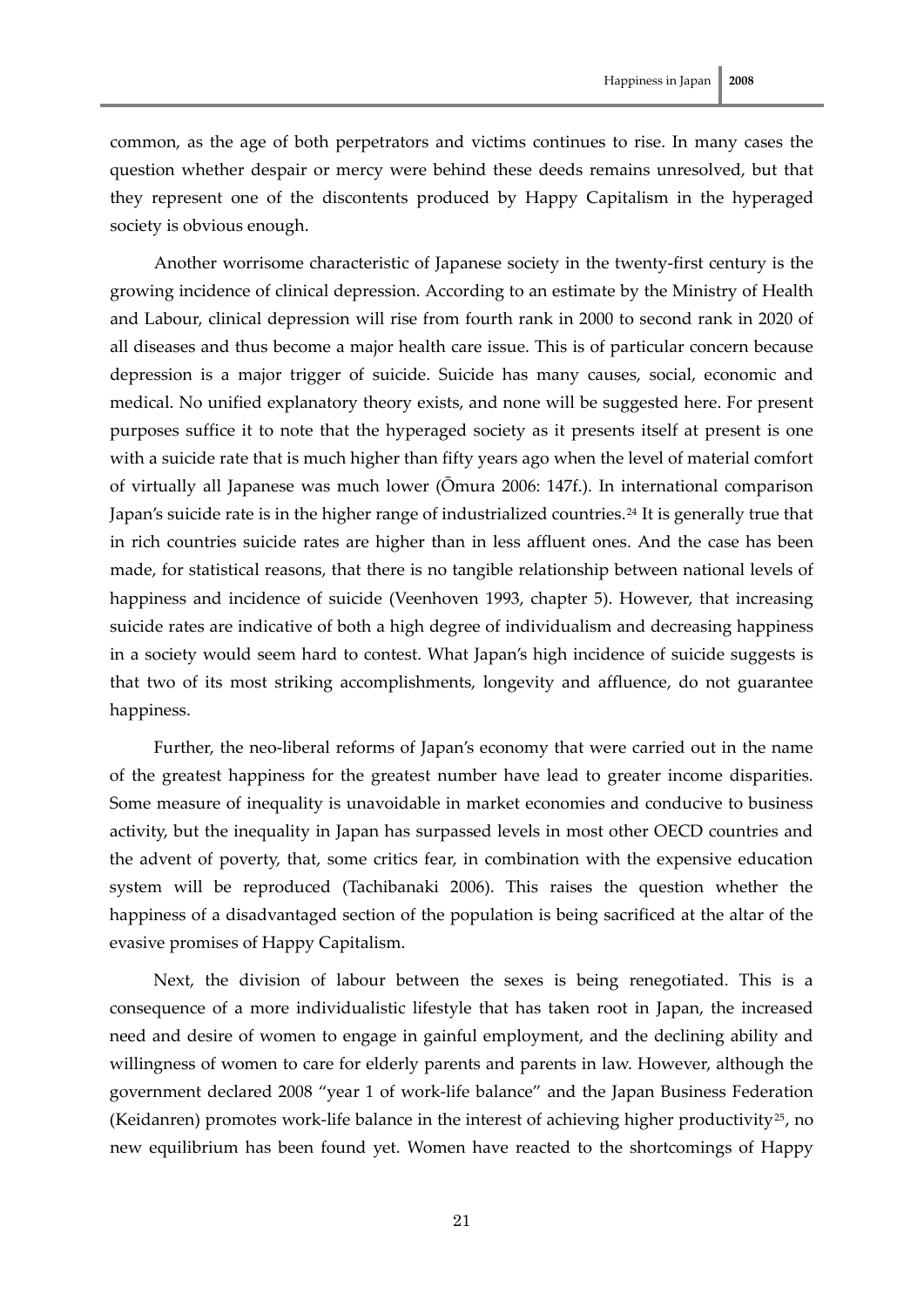common, as the age of both perpetrators and victims continues to rise. In many cases the question whether despair or mercy were behind these deeds remains unresolved, but that they represent one of the discontents produced by Happy Capitalism in the hyperaged society is obvious enough.

Another worrisome characteristic of Japanese society in the twenty-first century is the growing incidence of clinical depression. According to an estimate by the Ministry of Health and Labour, clinical depression will rise from fourth rank in 2000 to second rank in 2020 of all diseases and thus become a major health care issue. This is of particular concern because depression is a major trigger of suicide. Suicide has many causes, social, economic and medical. No unified explanatory theory exists, and none will be suggested here. For present purposes suffice it to note that the hyperaged society as it presents itself at present is one with a suicide rate that is much higher than fifty years ago when the level of material comfort of virtually all Japanese was much lower (Ōmura 2006: 147f.). In international comparison Japan's suicide rate is in the higher range of industrialized countries.[24] It is generally true that in rich countries suicide rates are higher than in less affluent ones. And the case has been made, for statistical reasons, that there is no tangible relationship between national levels of happiness and incidence of suicide (Veenhoven 1993, chapter 5). However, that increasing suicide rates are indicative of both a high degree of individualism and decreasing happiness in a society would seem hard to contest. What Japan's high incidence of suicide suggests is that two of its most striking accomplishments, longevity and affluence, do not guarantee happiness.

Further, the neo-liberal reforms of Japan's economy that were carried out in the name of the greatest happiness for the greatest number have lead to greater income disparities. Some measure of inequality is unavoidable in market economies and conducive to business activity, but the inequality in Japan has surpassed levels in most other OECD countries and the advent of poverty, that, some critics fear, in combination with the expensive education system will be reproduced (Tachibanaki 2006). This raises the question whether the happiness of a disadvantaged section of the population is being sacrificed at the altar of the evasive promises of Happy Capitalism.

Next, the division of labour between the sexes is being renegotiated. This is a consequence of a more individualistic lifestyle that has taken root in Japan, the increased need and desire of women to engage in gainful employment, and the declining ability and willingness of women to care for elderly parents and parents in law. However, although the government declared 2008 "year 1 of work-life balance" and the Japan Business Federation (Keidanren) promotes work-life balance in the interest of achieving higher productivity[25], no new equilibrium has been found yet. Women have reacted to the shortcomings of Happy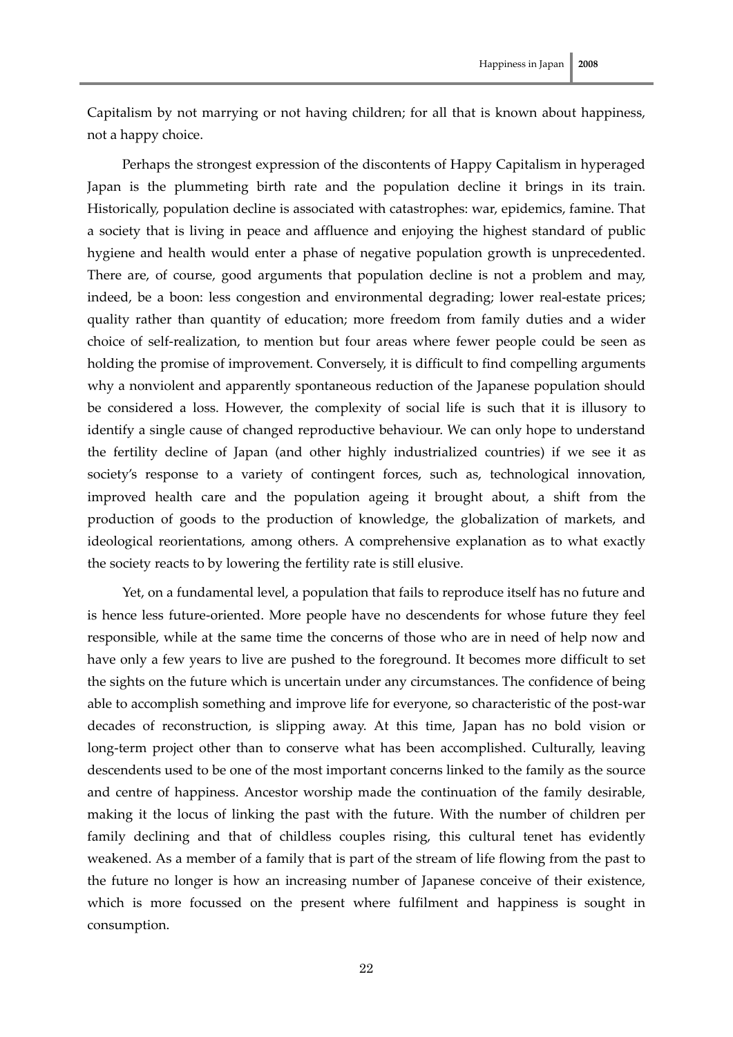Capitalism by not marrying or not having children; for all that is known about happiness, not a happy choice.

Perhaps the strongest expression of the discontents of Happy Capitalism in hyperaged Japan is the plummeting birth rate and the population decline it brings in its train. Historically, population decline is associated with catastrophes: war, epidemics, famine. That a society that is living in peace and affluence and enjoying the highest standard of public hygiene and health would enter a phase of negative population growth is unprecedented. There are, of course, good arguments that population decline is not a problem and may, indeed, be a boon: less congestion and environmental degrading; lower real-estate prices; quality rather than quantity of education; more freedom from family duties and a wider choice of self-realization, to mention but four areas where fewer people could be seen as holding the promise of improvement. Conversely, it is difficult to find compelling arguments why a nonviolent and apparently spontaneous reduction of the Japanese population should be considered a loss. However, the complexity of social life is such that it is illusory to identify a single cause of changed reproductive behaviour. We can only hope to understand the fertility decline of Japan (and other highly industrialized countries) if we see it as society's response to a variety of contingent forces, such as, technological innovation, improved health care and the population ageing it brought about, a shift from the production of goods to the production of knowledge, the globalization of markets, and ideological reorientations, among others. A comprehensive explanation as to what exactly the society reacts to by lowering the fertility rate is still elusive.

Yet, on a fundamental level, a population that fails to reproduce itself has no future and is hence less future-oriented. More people have no descendents for whose future they feel responsible, while at the same time the concerns of those who are in need of help now and have only a few years to live are pushed to the foreground. It becomes more difficult to set the sights on the future which is uncertain under any circumstances. The confidence of being able to accomplish something and improve life for everyone, so characteristic of the post-war decades of reconstruction, is slipping away. At this time, Japan has no bold vision or long-term project other than to conserve what has been accomplished. Culturally, leaving descendents used to be one of the most important concerns linked to the family as the source and centre of happiness. Ancestor worship made the continuation of the family desirable, making it the locus of linking the past with the future. With the number of children per family declining and that of childless couples rising, this cultural tenet has evidently weakened. As a member of a family that is part of the stream of life flowing from the past to the future no longer is how an increasing number of Japanese conceive of their existence, which is more focussed on the present where fulfilment and happiness is sought in consumption.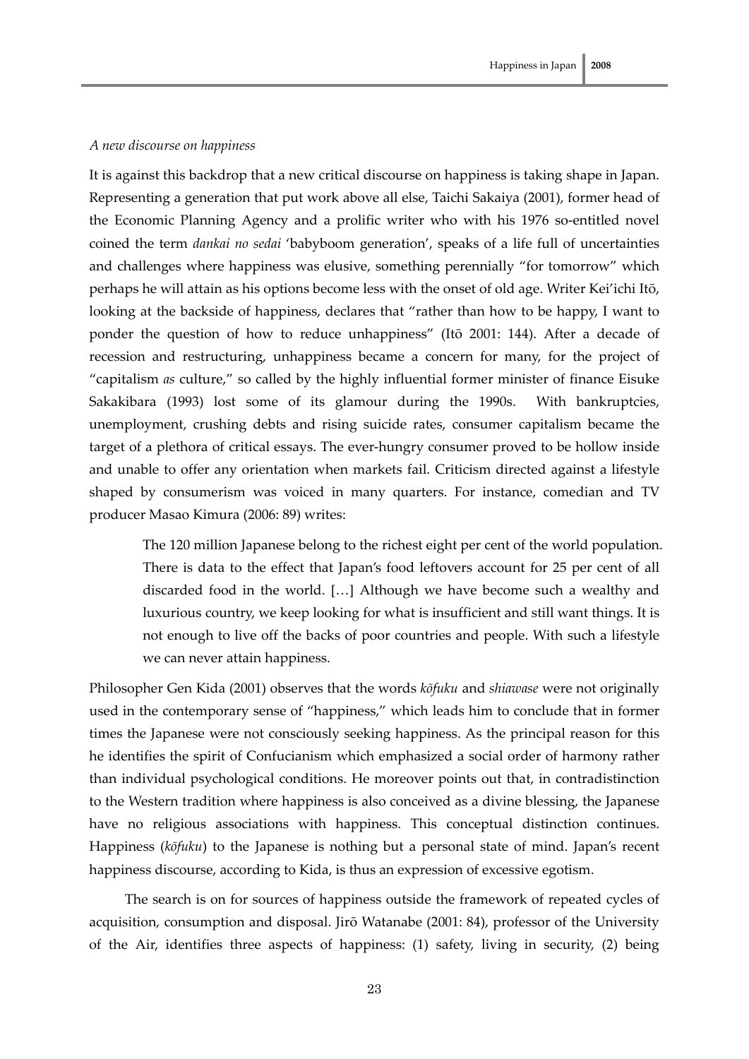*A new discourse on happiness*

It is against this backdrop that a new critical discourse on happiness is taking shape in Japan. Representing a generation that put work above all else, Taichi Sakaiya (2001), former head of the Economic Planning Agency and a prolific writer who with his 1976 so-entitled novel coined the term *dankai no sedai* 'babyboom generation', speaks of a life full of uncertainties and challenges where happiness was elusive, something perennially "for tomorrow" which perhaps he will attain as his options become less with the onset of old age. Writer Kei'ichi Itō, looking at the backside of happiness, declares that "rather than how to be happy, I want to ponder the question of how to reduce unhappiness" (Itō 2001: 144). After a decade of recession and restructuring, unhappiness became a concern for many, for the project of "capitalism *as* culture," so called by the highly influential former minister of finance Eisuke Sakakibara (1993) lost some of its glamour during the 1990s. With bankruptcies, unemployment, crushing debts and rising suicide rates, consumer capitalism became the target of a plethora of critical essays. The ever-hungry consumer proved to be hollow inside and unable to offer any orientation when markets fail. Criticism directed against a lifestyle shaped by consumerism was voiced in many quarters. For instance, comedian and TV producer Masao Kimura (2006: 89) writes:

> The 120 million Japanese belong to the richest eight per cent of the world population. There is data to the effect that Japan's food leftovers account for 25 per cent of all discarded food in the world. […] Although we have become such a wealthy and luxurious country, we keep looking for what is insufficient and still want things. It is not enough to live off the backs of poor countries and people. With such a lifestyle we can never attain happiness.

Philosopher Gen Kida (2001) observes that the words *kōfuku* and *shiawase* were not originally used in the contemporary sense of "happiness," which leads him to conclude that in former times the Japanese were not consciously seeking happiness. As the principal reason for this he identifies the spirit of Confucianism which emphasized a social order of harmony rather than individual psychological conditions. He moreover points out that, in contradistinction to the Western tradition where happiness is also conceived as a divine blessing, the Japanese have no religious associations with happiness. This conceptual distinction continues. Happiness (*kōfuku*) to the Japanese is nothing but a personal state of mind. Japan's recent happiness discourse, according to Kida, is thus an expression of excessive egotism.

The search is on for sources of happiness outside the framework of repeated cycles of acquisition, consumption and disposal. Jirō Watanabe (2001: 84), professor of the University of the Air, identifies three aspects of happiness: (1) safety, living in security, (2) being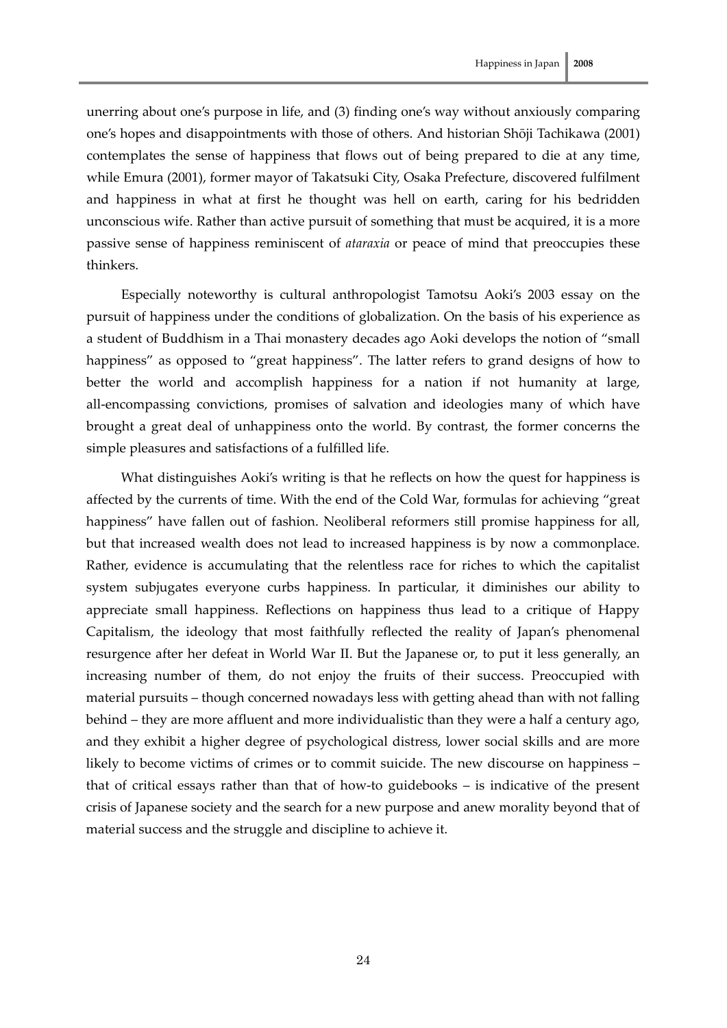unerring about one's purpose in life, and (3) finding one's way without anxiously comparing one's hopes and disappointments with those of others. And historian Shōji Tachikawa (2001) contemplates the sense of happiness that flows out of being prepared to die at any time, while Emura (2001), former mayor of Takatsuki City, Osaka Prefecture, discovered fulfilment and happiness in what at first he thought was hell on earth, caring for his bedridden unconscious wife. Rather than active pursuit of something that must be acquired, it is a more passive sense of happiness reminiscent of *ataraxia* or peace of mind that preoccupies these thinkers.

Especially noteworthy is cultural anthropologist Tamotsu Aoki's 2003 essay on the pursuit of happiness under the conditions of globalization. On the basis of his experience as a student of Buddhism in a Thai monastery decades ago Aoki develops the notion of "small happiness" as opposed to "great happiness". The latter refers to grand designs of how to better the world and accomplish happiness for a nation if not humanity at large, all-encompassing convictions, promises of salvation and ideologies many of which have brought a great deal of unhappiness onto the world. By contrast, the former concerns the simple pleasures and satisfactions of a fulfilled life.

What distinguishes Aoki's writing is that he reflects on how the quest for happiness is affected by the currents of time. With the end of the Cold War, formulas for achieving "great happiness" have fallen out of fashion. Neoliberal reformers still promise happiness for all, but that increased wealth does not lead to increased happiness is by now a commonplace. Rather, evidence is accumulating that the relentless race for riches to which the capitalist system subjugates everyone curbs happiness. In particular, it diminishes our ability to appreciate small happiness. Reflections on happiness thus lead to a critique of Happy Capitalism, the ideology that most faithfully reflected the reality of Japan's phenomenal resurgence after her defeat in World War II. But the Japanese or, to put it less generally, an increasing number of them, do not enjoy the fruits of their success. Preoccupied with material pursuits – though concerned nowadays less with getting ahead than with not falling behind – they are more affluent and more individualistic than they were a half a century ago, and they exhibit a higher degree of psychological distress, lower social skills and are more likely to become victims of crimes or to commit suicide. The new discourse on happiness – that of critical essays rather than that of how-to guidebooks – is indicative of the present crisis of Japanese society and the search for a new purpose and anew morality beyond that of material success and the struggle and discipline to achieve it.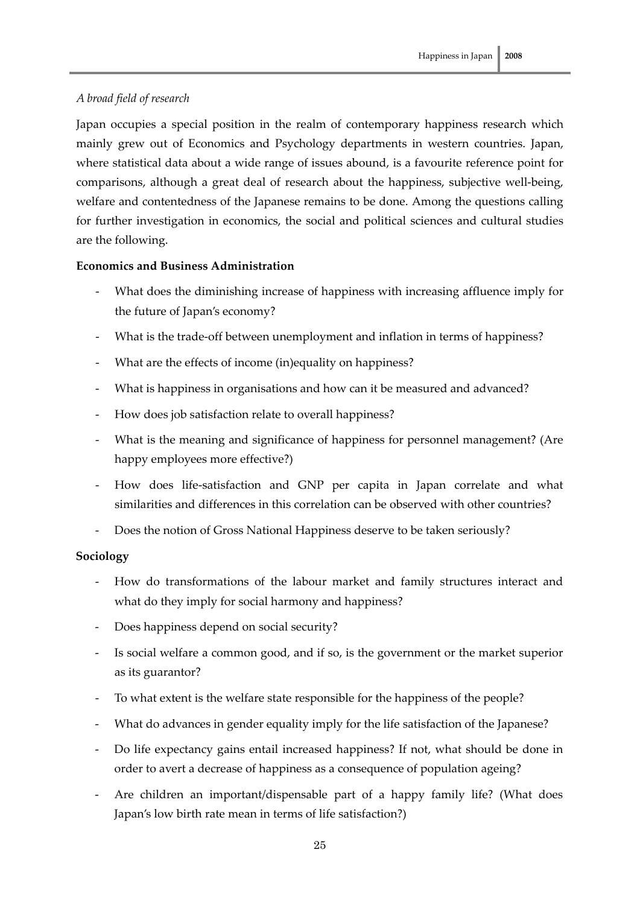*A broad field of research*

Japan occupies a special position in the realm of contemporary happiness research which mainly grew out of Economics and Psychology departments in western countries. Japan, where statistical data about a wide range of issues abound, is a favourite reference point for comparisons, although a great deal of research about the happiness, subjective well-being, welfare and contentedness of the Japanese remains to be done. Among the questions calling for further investigation in economics, the social and political sciences and cultural studies are the following.

**Economics and Business Administration**

- What does the diminishing increase of happiness with increasing affluence imply for the future of Japan's economy?
- What is the trade-off between unemployment and inflation in terms of happiness?
- What are the effects of income (in)equality on happiness?
- What is happiness in organisations and how can it be measured and advanced?
- How does job satisfaction relate to overall happiness?
- What is the meaning and significance of happiness for personnel management? (Are happy employees more effective?)
- How does life-satisfaction and GNP per capita in Japan correlate and what similarities and differences in this correlation can be observed with other countries?
- Does the notion of Gross National Happiness deserve to be taken seriously?

**Sociology**

- How do transformations of the labour market and family structures interact and what do they imply for social harmony and happiness?
- Does happiness depend on social security?
- Is social welfare a common good, and if so, is the government or the market superior as its guarantor?
- To what extent is the welfare state responsible for the happiness of the people?
- What do advances in gender equality imply for the life satisfaction of the Japanese?
- Do life expectancy gains entail increased happiness? If not, what should be done in order to avert a decrease of happiness as a consequence of population ageing?
- Are children an important/dispensable part of a happy family life? (What does Japan's low birth rate mean in terms of life satisfaction?)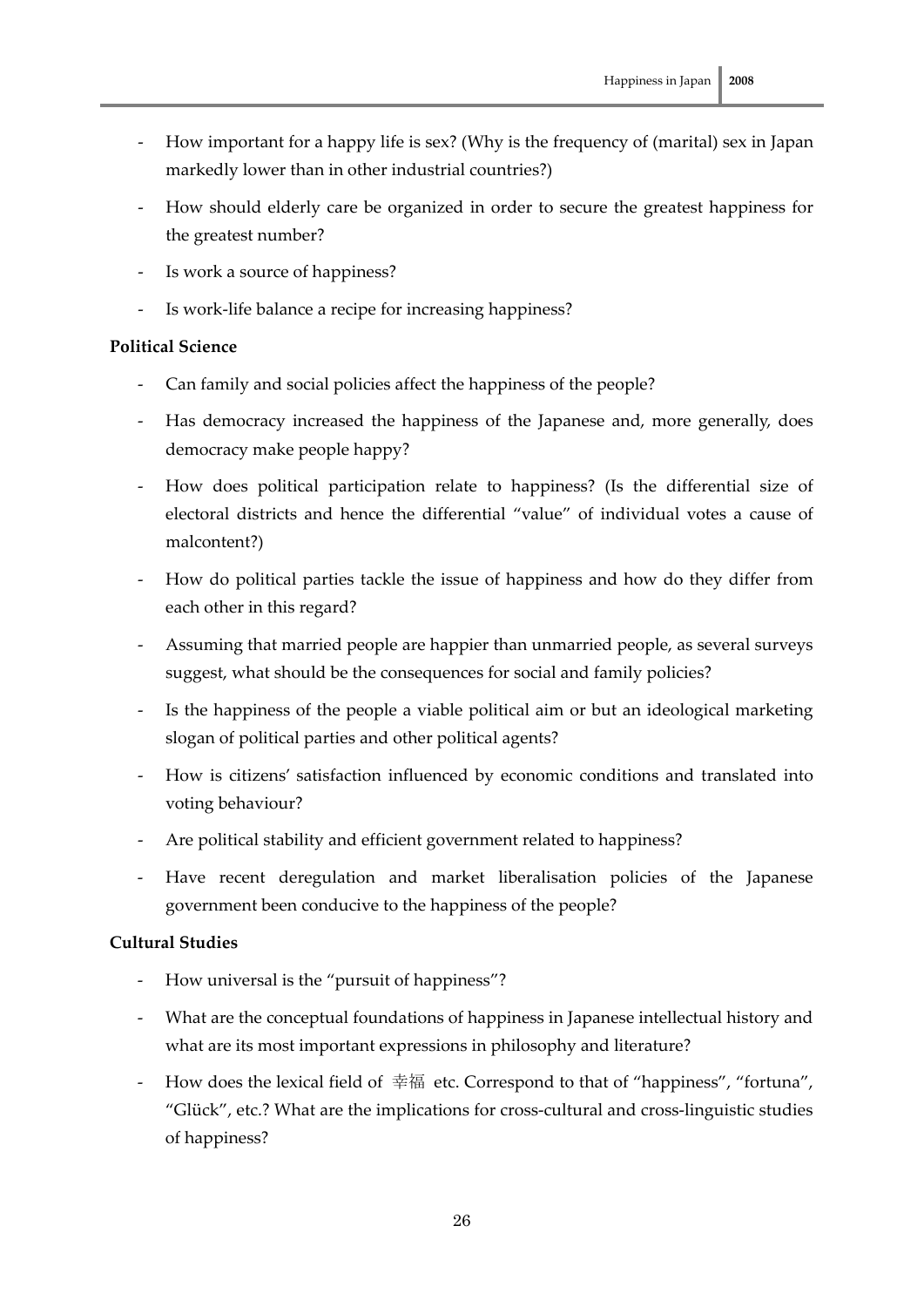- How important for a happy life is sex? (Why is the frequency of (marital) sex in Japan markedly lower than in other industrial countries?)
- How should elderly care be organized in order to secure the greatest happiness for the greatest number?
- Is work a source of happiness?
- Is work-life balance a recipe for increasing happiness?

**Political Science**

- Can family and social policies affect the happiness of the people?
- Has democracy increased the happiness of the Japanese and, more generally, does democracy make people happy?
- How does political participation relate to happiness? (Is the differential size of electoral districts and hence the differential "value" of individual votes a cause of malcontent?)
- How do political parties tackle the issue of happiness and how do they differ from each other in this regard?
- Assuming that married people are happier than unmarried people, as several surveys suggest, what should be the consequences for social and family policies?
- Is the happiness of the people a viable political aim or but an ideological marketing slogan of political parties and other political agents?
- How is citizens' satisfaction influenced by economic conditions and translated into voting behaviour?
- Are political stability and efficient government related to happiness?
- Have recent deregulation and market liberalisation policies of the Japanese government been conducive to the happiness of the people?

**Cultural Studies**

- How universal is the "pursuit of happiness"?
- What are the conceptual foundations of happiness in Japanese intellectual history and what are its most important expressions in philosophy and literature?
- How does the lexical field of 幸福 etc. Correspond to that of "happiness", "fortuna", "Glück", etc.? What are the implications for cross-cultural and cross-linguistic studies of happiness?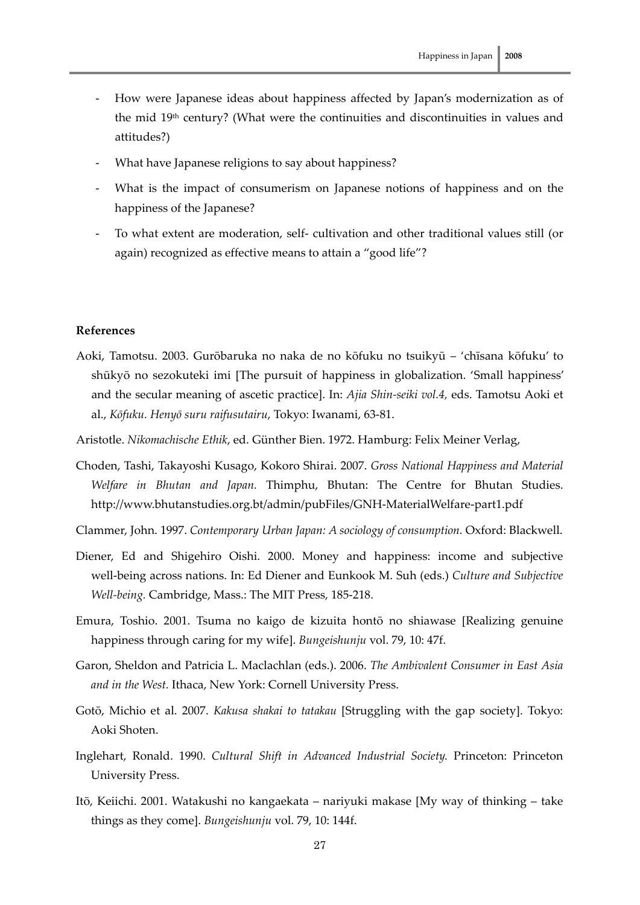- How were Japanese ideas about happiness affected by Japan's modernization as of the mid 19th century? (What were the continuities and discontinuities in values and attitudes?)
- What have Japanese religions to say about happiness?
- What is the impact of consumerism on Japanese notions of happiness and on the happiness of the Japanese?
- To what extent are moderation, self- cultivation and other traditional values still (or again) recognized as effective means to attain a "good life"?

**References**

Aoki, Tamotsu. 2003. Gurōbaruka no naka de no kōfuku no tsuikyū – 'chīsana kōfuku' to shūkyō no sezokuteki imi [The pursuit of happiness in globalization. 'Small happiness' and the secular meaning of ascetic practice]. In: *Ajia Shin-seiki vol.4,* eds. Tamotsu Aoki et al., *Kōfuku. Henyō suru raifusutairu*, Tokyo: Iwanami, 63-81.

Aristotle. *Nikomachische Ethik*, ed. Günther Bien. 1972. Hamburg: Felix Meiner Verlag,

Choden, Tashi, Takayoshi Kusago, Kokoro Shirai. 2007. *Gross National Happiness and Material Welfare in Bhutan and Japan.* Thimphu, Bhutan: The Centre for Bhutan Studies. http://www.bhutanstudies.org.bt/admin/pubFiles/GNH-MaterialWelfare-part1.pdf

Clammer, John. 1997. *Contemporary Urban Japan: A sociology of consumption.* Oxford: Blackwell.

Diener, Ed and Shigehiro Oishi. 2000. Money and happiness: income and subjective well-being across nations. In: Ed Diener and Eunkook M. Suh (eds.) *Culture and Subjective Well-being.* Cambridge, Mass.: The MIT Press, 185-218.

Emura, Toshio. 2001. Tsuma no kaigo de kizuita hontō no shiawase [Realizing genuine happiness through caring for my wife]. *Bungeishunju* vol. 79, 10: 47f.

Garon, Sheldon and Patricia L. Maclachlan (eds.). 2006. *The Ambivalent Consumer in East Asia and in the West.* Ithaca, New York: Cornell University Press.

Gotō, Michio et al. 2007. *Kakusa shakai to tatakau* [Struggling with the gap society]. Tokyo: Aoki Shoten.

Inglehart, Ronald. 1990. *Cultural Shift in Advanced Industrial Society.* Princeton: Princeton University Press.

Itō, Keiichi. 2001. Watakushi no kangaekata – nariyuki makase [My way of thinking – take things as they come]. *Bungeishunju* vol. 79, 10: 144f.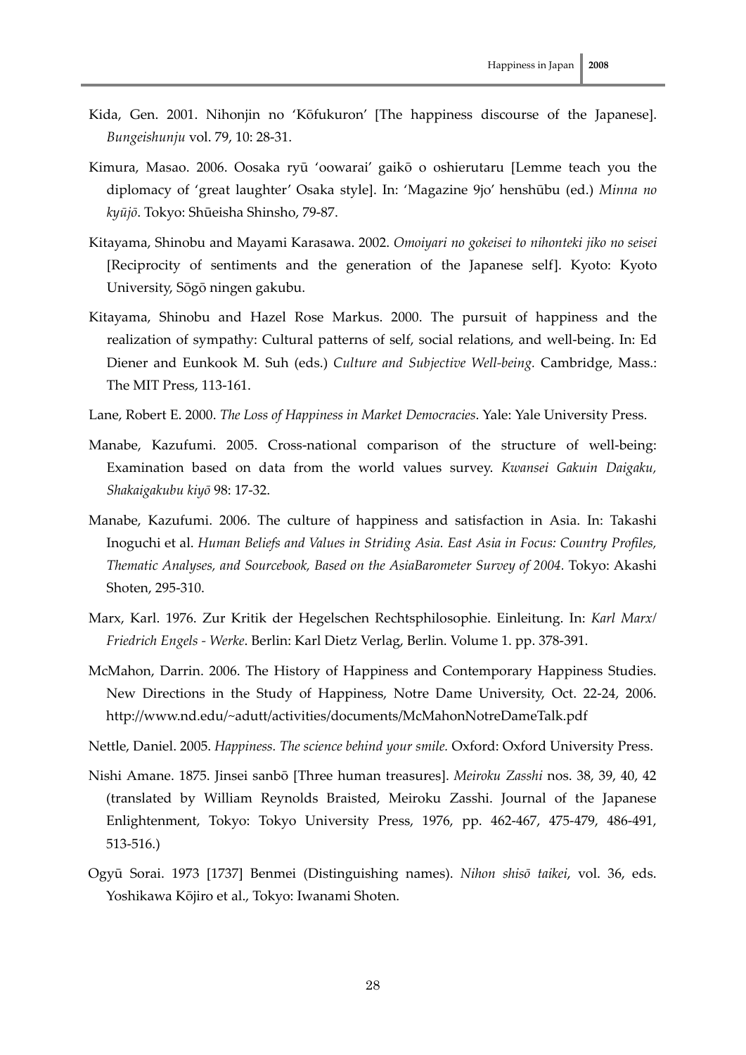Kida, Gen. 2001. Nihonjin no 'Kōfukuron' [The happiness discourse of the Japanese]. *Bungeishunju* vol. 79, 10: 28-31.

Kimura, Masao. 2006. Oosaka ryū 'oowarai' gaikō o oshierutaru [Lemme teach you the diplomacy of 'great laughter' Osaka style]. In: 'Magazine 9jo' henshūbu (ed.) *Minna no kyūjō*. Tokyo: Shūeisha Shinsho, 79-87.

Kitayama, Shinobu and Mayami Karasawa. 2002. *Omoiyari no gokeisei to nihonteki jiko no seisei* [Reciprocity of sentiments and the generation of the Japanese self]. Kyoto: Kyoto University, Sōgō ningen gakubu.

Kitayama, Shinobu and Hazel Rose Markus. 2000. The pursuit of happiness and the realization of sympathy: Cultural patterns of self, social relations, and well-being. In: Ed Diener and Eunkook M. Suh (eds.) *Culture and Subjective Well-being.* Cambridge, Mass.: The MIT Press, 113-161.

Lane, Robert E. 2000. *The Loss of Happiness in Market Democracies*. Yale: Yale University Press.

Manabe, Kazufumi. 2005. Cross-national comparison of the structure of well-being: Examination based on data from the world values survey. *Kwansei Gakuin Daigaku, Shakaigakubu kiyō* 98: 17-32.

Manabe, Kazufumi. 2006. The culture of happiness and satisfaction in Asia. In: Takashi Inoguchi et al. *Human Beliefs and Values in Striding Asia. East Asia in Focus: Country Profiles, Thematic Analyses, and Sourcebook, Based on the AsiaBarometer Survey of 2004*. Tokyo: Akashi Shoten, 295-310.

Marx, Karl. 1976. Zur Kritik der Hegelschen Rechtsphilosophie. Einleitung. In: *Karl Marx/ Friedrich Engels - Werke*. Berlin: Karl Dietz Verlag, Berlin. Volume 1. pp. 378-391.

McMahon, Darrin. 2006. The History of Happiness and Contemporary Happiness Studies. New Directions in the Study of Happiness, Notre Dame University, Oct. 22-24, 2006. http://www.nd.edu/~adutt/activities/documents/McMahonNotreDameTalk.pdf

Nettle, Daniel. 2005. *Happiness. The science behind your smile.* Oxford: Oxford University Press.

Nishi Amane. 1875. Jinsei sanbō [Three human treasures]. *Meiroku Zasshi* nos. 38, 39, 40, 42 (translated by William Reynolds Braisted, Meiroku Zasshi. Journal of the Japanese Enlightenment, Tokyo: Tokyo University Press, 1976, pp. 462-467, 475-479, 486-491, 513-516.)

Ogyū Sorai. 1973 [1737] Benmei (Distinguishing names). *Nihon shisō taikei*, vol. 36, eds. Yoshikawa Kōjiro et al., Tokyo: Iwanami Shoten.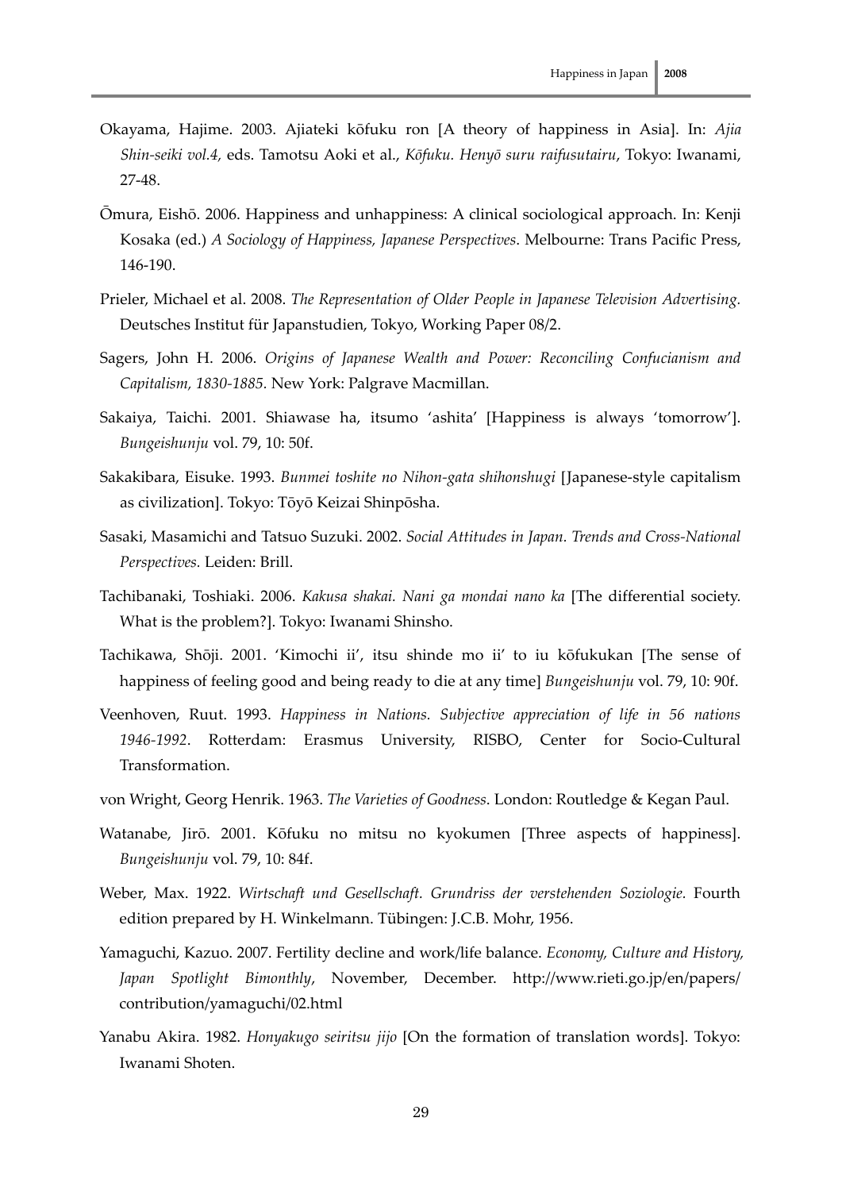Okayama, Hajime. 2003. Ajiateki kōfuku ron [A theory of happiness in Asia]. In: *Ajia Shin-seiki vol.4,* eds. Tamotsu Aoki et al., *Kōfuku. Henyō suru raifusutairu*, Tokyo: Iwanami, 27-48.

Ōmura, Eishō. 2006. Happiness and unhappiness: A clinical sociological approach. In: Kenji Kosaka (ed.) *A Sociology of Happiness, Japanese Perspectives*. Melbourne: Trans Pacific Press, 146-190.

Prieler, Michael et al. 2008. *The Representation of Older People in Japanese Television Advertising.* Deutsches Institut für Japanstudien, Tokyo, Working Paper 08/2.

Sagers, John H. 2006. *Origins of Japanese Wealth and Power: Reconciling Confucianism and Capitalism, 1830-1885.* New York: Palgrave Macmillan.

Sakaiya, Taichi. 2001. Shiawase ha, itsumo 'ashita' [Happiness is always 'tomorrow']. *Bungeishunju* vol. 79, 10: 50f.

Sakakibara, Eisuke. 1993. *Bunmei toshite no Nihon-gata shihonshugi* [Japanese-style capitalism as civilization]. Tokyo: Tōyō Keizai Shinpōsha.

Sasaki, Masamichi and Tatsuo Suzuki. 2002. *Social Attitudes in Japan. Trends and Cross-National Perspectives.* Leiden: Brill.

Tachibanaki, Toshiaki. 2006. *Kakusa shakai. Nani ga mondai nano ka* [The differential society. What is the problem?]. Tokyo: Iwanami Shinsho.

Tachikawa, Shōji. 2001. 'Kimochi ii', itsu shinde mo ii' to iu kōfukukan [The sense of happiness of feeling good and being ready to die at any time] *Bungeishunju* vol. 79, 10: 90f.

Veenhoven, Ruut. 1993. *Happiness in Nations. Subjective appreciation of life in 56 nations 1946-1992*. Rotterdam: Erasmus University, RISBO, Center for Socio-Cultural Transformation.

von Wright, Georg Henrik. 1963. *The Varieties of Goodness*. London: Routledge & Kegan Paul.

Watanabe, Jirō. 2001. Kōfuku no mitsu no kyokumen [Three aspects of happiness]. *Bungeishunju* vol. 79, 10: 84f.

Weber, Max. 1922. *Wirtschaft und Gesellschaft. Grundriss der verstehenden Soziologie.* Fourth edition prepared by H. Winkelmann. Tübingen: J.C.B. Mohr, 1956.

Yamaguchi, Kazuo. 2007. Fertility decline and work/life balance. *Economy, Culture and History, Japan Spotlight Bimonthly*, November, December. http://www.rieti.go.jp/en/papers/contribution/yamaguchi/02.html

Yanabu Akira. 1982. *Honyakugo seiritsu jijo* [On the formation of translation words]. Tokyo: Iwanami Shoten.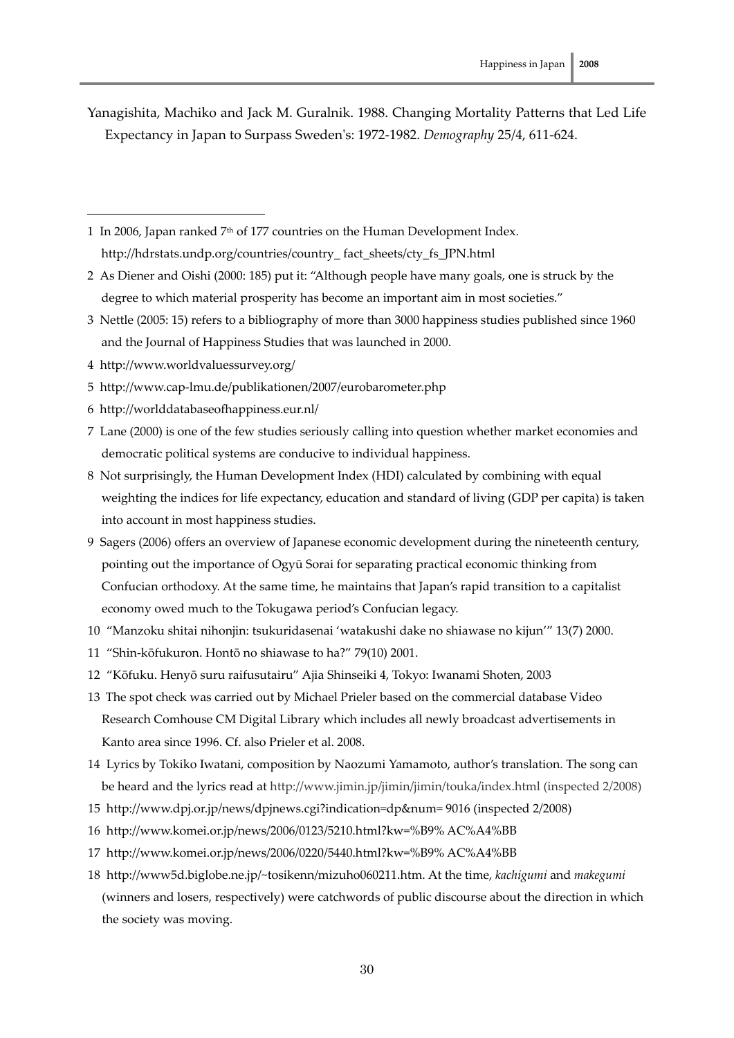Yanagishita, Machiko and Jack M. Guralnik. 1988. Changing Mortality Patterns that Led Life Expectancy in Japan to Surpass Sweden's: 1972-1982. *Demography* 25/4, 611-624.

---

1 In 2006, Japan ranked 7th of 177 countries on the Human Development Index. http://hdrstats.undp.org/countries/country_ fact_sheets/cty_fs_JPN.html

2 As Diener and Oishi (2000: 185) put it: "Although people have many goals, one is struck by the degree to which material prosperity has become an important aim in most societies."

3 Nettle (2005: 15) refers to a bibliography of more than 3000 happiness studies published since 1960 and the Journal of Happiness Studies that was launched in 2000.

4 http://www.worldvaluessurvey.org/

5 http://www.cap-lmu.de/publikationen/2007/eurobarometer.php

6 http://worlddatabaseofhappiness.eur.nl/

7 Lane (2000) is one of the few studies seriously calling into question whether market economies and democratic political systems are conducive to individual happiness.

8 Not surprisingly, the Human Development Index (HDI) calculated by combining with equal weighting the indices for life expectancy, education and standard of living (GDP per capita) is taken into account in most happiness studies.

9 Sagers (2006) offers an overview of Japanese economic development during the nineteenth century, pointing out the importance of Ogyū Sorai for separating practical economic thinking from Confucian orthodoxy. At the same time, he maintains that Japan's rapid transition to a capitalist economy owed much to the Tokugawa period's Confucian legacy.

10 "Manzoku shitai nihonjin: tsukuridasenai 'watakushi dake no shiawase no kijun'" 13(7) 2000.

11 "Shin-kōfukuron. Hontō no shiawase to ha?" 79(10) 2001.

12 "Kōfuku. Henyō suru raifusutairu" Ajia Shinseiki 4, Tokyo: Iwanami Shoten, 2003

13 The spot check was carried out by Michael Prieler based on the commercial database Video Research Comhouse CM Digital Library which includes all newly broadcast advertisements in Kanto area since 1996. Cf. also Prieler et al. 2008.

14 Lyrics by Tokiko Iwatani, composition by Naozumi Yamamoto, author's translation. The song can be heard and the lyrics read at http://www.jimin.jp/jimin/jimin/touka/index.html (inspected 2/2008)

15 http://www.dpj.or.jp/news/dpjnews.cgi?indication=dp&num= 9016 (inspected 2/2008)

16 http://www.komei.or.jp/news/2006/0123/5210.html?kw=%B9% AC%A4%BB

17 http://www.komei.or.jp/news/2006/0220/5440.html?kw=%B9% AC%A4%BB

18 http://www5d.biglobe.ne.jp/~tosikenn/mizuho060211.htm. At the time, *kachigumi* and *makegumi* (winners and losers, respectively) were catchwords of public discourse about the direction in which the society was moving.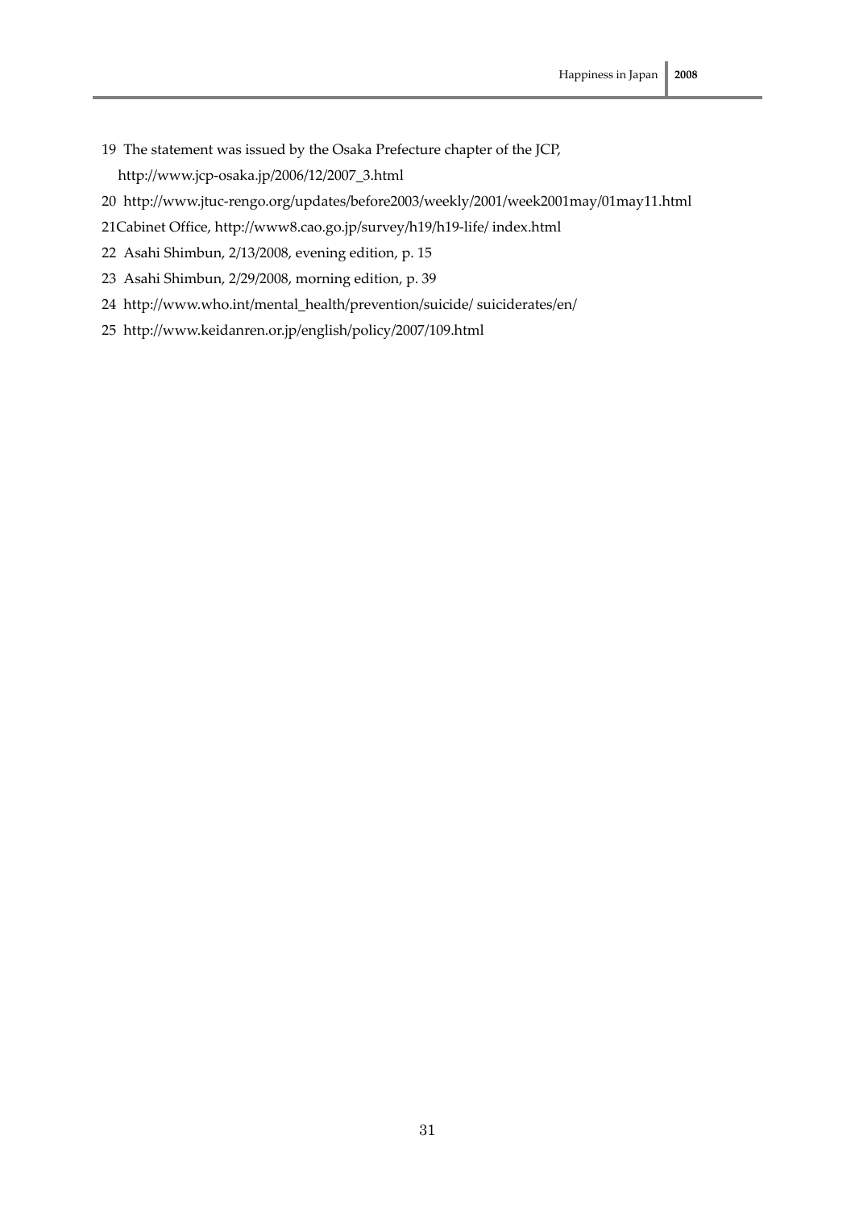19 The statement was issued by the Osaka Prefecture chapter of the JCP, http://www.jcp-osaka.jp/2006/12/2007_3.html

20 http://www.jtuc-rengo.org/updates/before2003/weekly/2001/week2001may/01may11.html

21Cabinet Office, http://www8.cao.go.jp/survey/h19/h19-life/ index.html

22 Asahi Shimbun, 2/13/2008, evening edition, p. 15

23 Asahi Shimbun, 2/29/2008, morning edition, p. 39

24 http://www.who.int/mental_health/prevention/suicide/ suiciderates/en/

25 http://www.keidanren.or.jp/english/policy/2007/109.html